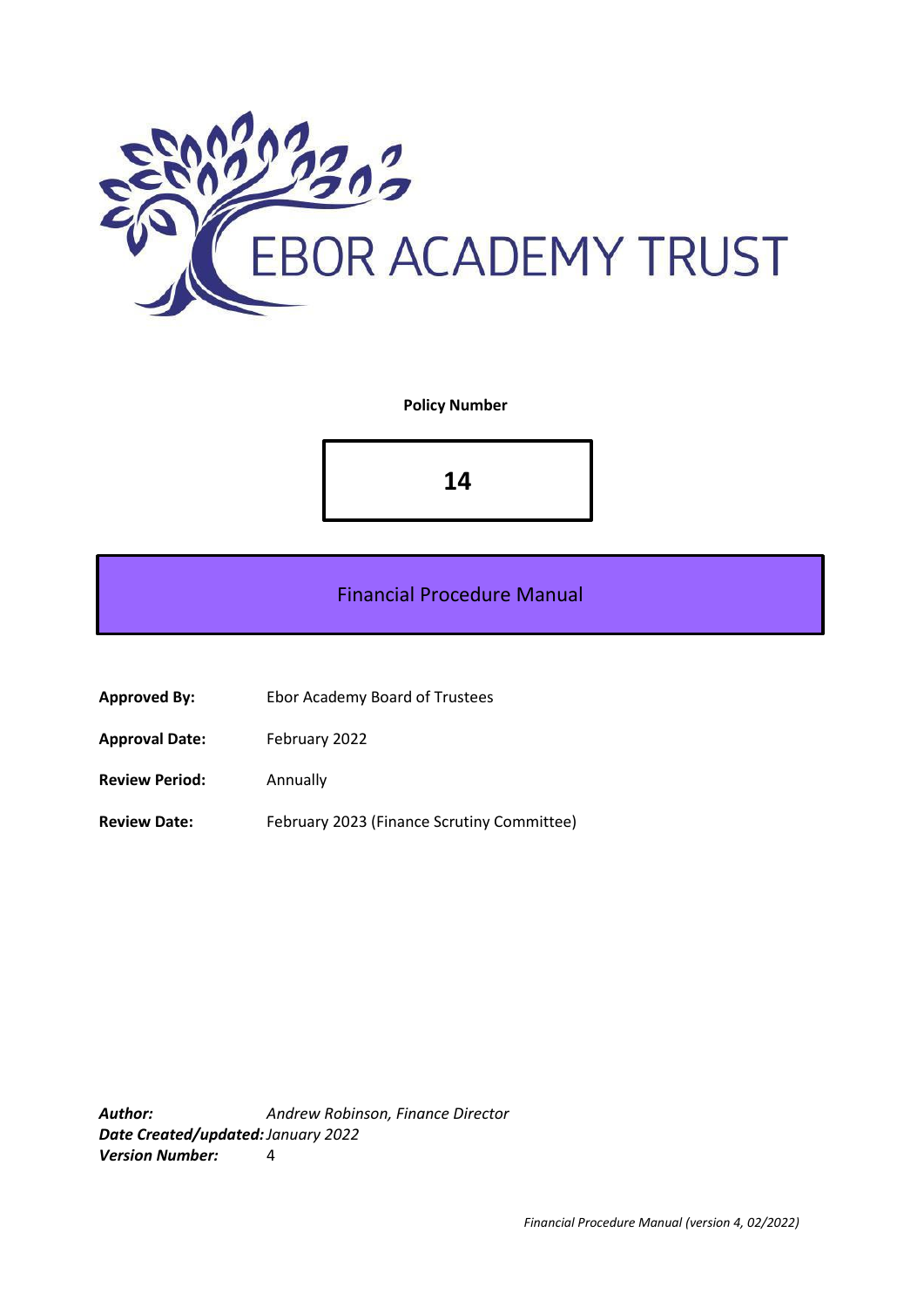EBOR ACADEMY TRUST

**Policy Number**

**14**

# Financial Procedure Manual

| | |
|---|---|
| **Approved By:** | Ebor Academy Board of Trustees |
| **Approval Date:** | February 2022 |
| **Review Period:** | Annually |
| **Review Date:** | February 2023 (Finance Scrutiny Committee) |

***Author:*** *Andrew Robinson, Finance Director*
***Date Created/updated:*** *January 2022*
***Version Number:*** 4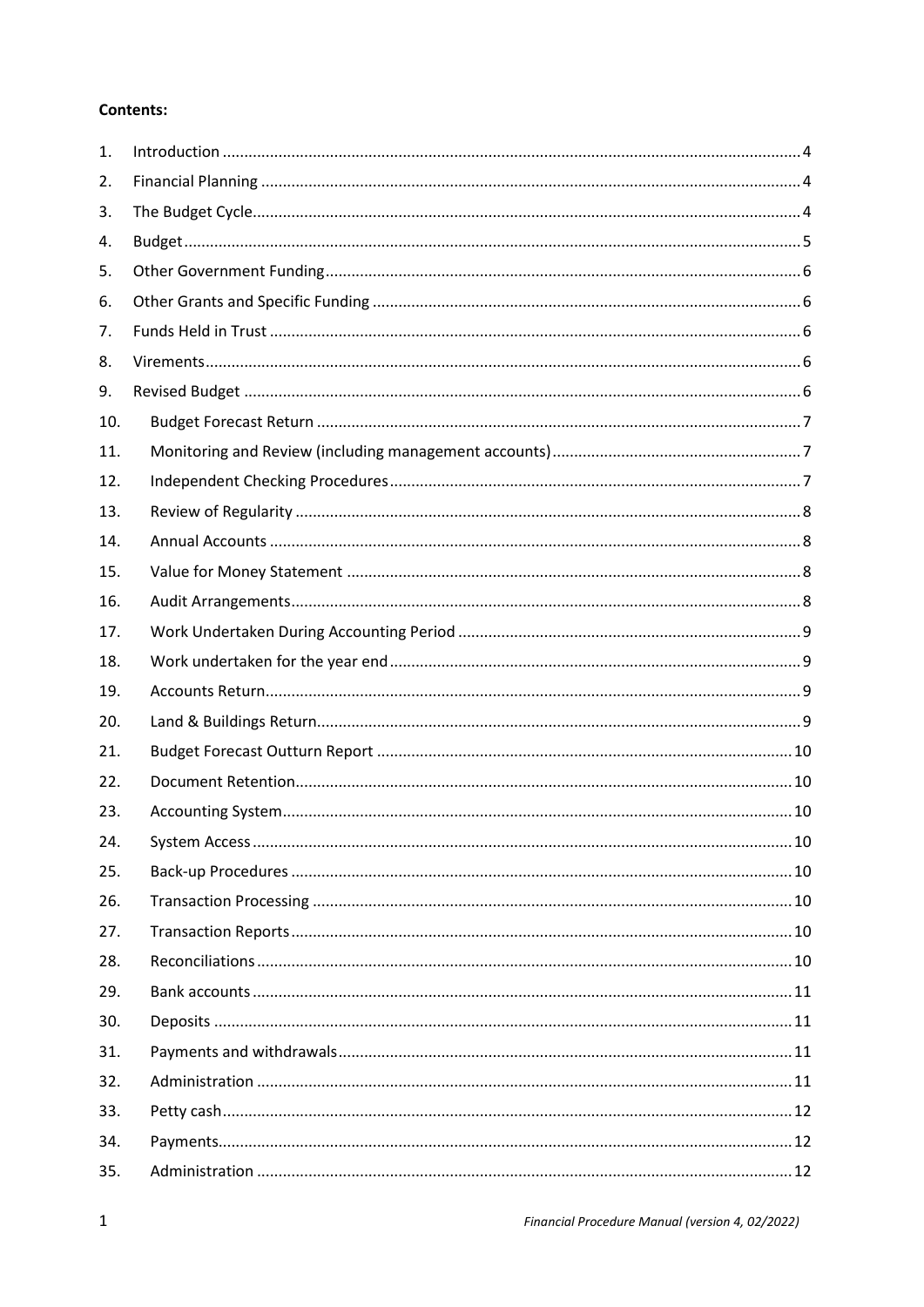**Contents:**

1. Introduction ..... 4
2. Financial Planning ..... 4
3. The Budget Cycle ..... 4
4. Budget ..... 5
5. Other Government Funding ..... 6
6. Other Grants and Specific Funding ..... 6
7. Funds Held in Trust ..... 6
8. Virements ..... 6
9. Revised Budget ..... 6
10. Budget Forecast Return ..... 7
11. Monitoring and Review (including management accounts) ..... 7
12. Independent Checking Procedures ..... 7
13. Review of Regularity ..... 8
14. Annual Accounts ..... 8
15. Value for Money Statement ..... 8
16. Audit Arrangements ..... 8
17. Work Undertaken During Accounting Period ..... 9
18. Work undertaken for the year end ..... 9
19. Accounts Return ..... 9
20. Land & Buildings Return ..... 9
21. Budget Forecast Outturn Report ..... 10
22. Document Retention ..... 10
23. Accounting System ..... 10
24. System Access ..... 10
25. Back-up Procedures ..... 10
26. Transaction Processing ..... 10
27. Transaction Reports ..... 10
28. Reconciliations ..... 10
29. Bank accounts ..... 11
30. Deposits ..... 11
31. Payments and withdrawals ..... 11
32. Administration ..... 11
33. Petty cash ..... 12
34. Payments ..... 12
35. Administration ..... 12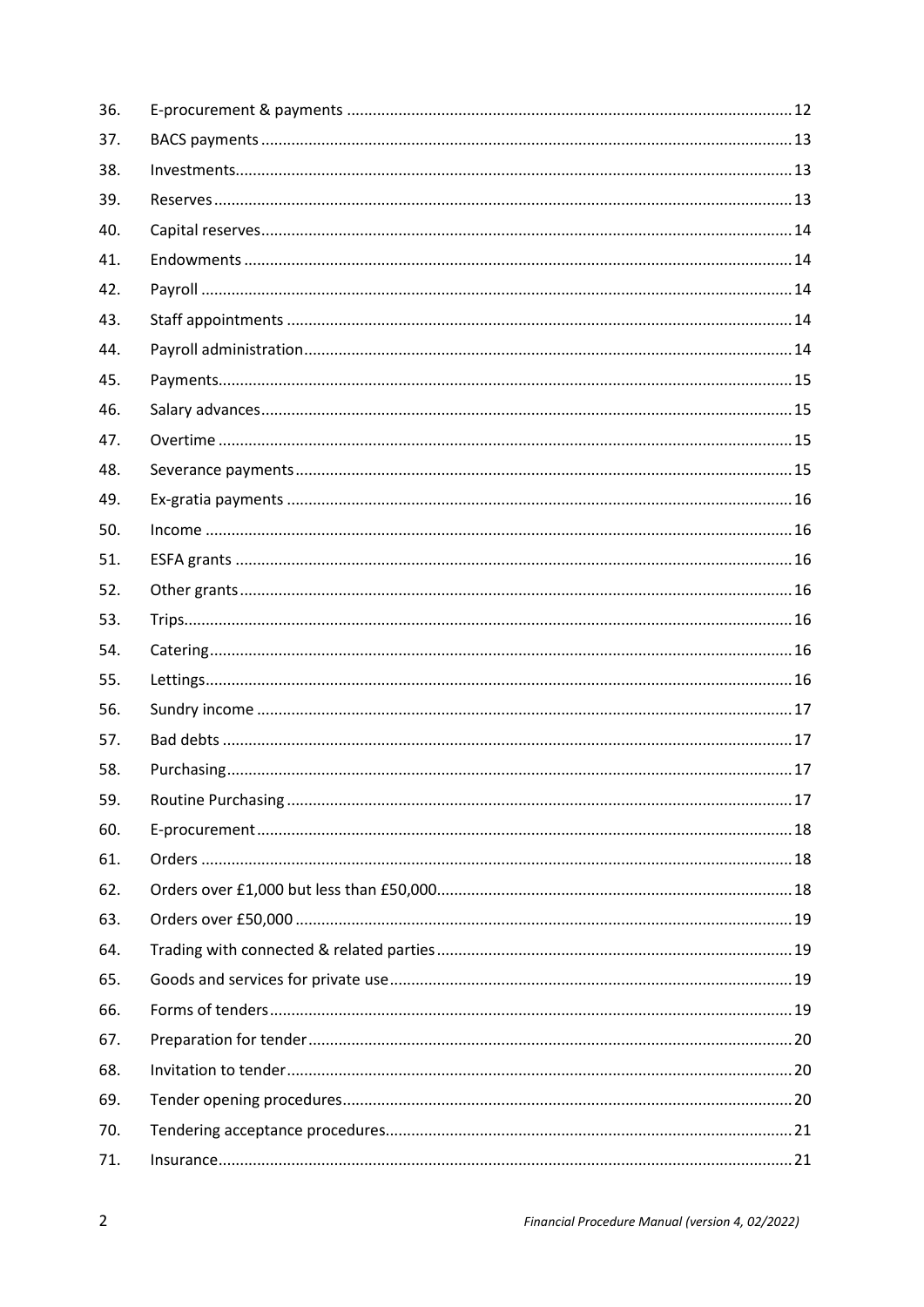| | | |
|---|---|---|
| 36. | E-procurement & payments | 12 |
| 37. | BACS payments | 13 |
| 38. | Investments | 13 |
| 39. | Reserves | 13 |
| 40. | Capital reserves | 14 |
| 41. | Endowments | 14 |
| 42. | Payroll | 14 |
| 43. | Staff appointments | 14 |
| 44. | Payroll administration | 14 |
| 45. | Payments | 15 |
| 46. | Salary advances | 15 |
| 47. | Overtime | 15 |
| 48. | Severance payments | 15 |
| 49. | Ex-gratia payments | 16 |
| 50. | Income | 16 |
| 51. | ESFA grants | 16 |
| 52. | Other grants | 16 |
| 53. | Trips | 16 |
| 54. | Catering | 16 |
| 55. | Lettings | 16 |
| 56. | Sundry income | 17 |
| 57. | Bad debts | 17 |
| 58. | Purchasing | 17 |
| 59. | Routine Purchasing | 17 |
| 60. | E-procurement | 18 |
| 61. | Orders | 18 |
| 62. | Orders over £1,000 but less than £50,000 | 18 |
| 63. | Orders over £50,000 | 19 |
| 64. | Trading with connected & related parties | 19 |
| 65. | Goods and services for private use | 19 |
| 66. | Forms of tenders | 19 |
| 67. | Preparation for tender | 20 |
| 68. | Invitation to tender | 20 |
| 69. | Tender opening procedures | 20 |
| 70. | Tendering acceptance procedures | 21 |
| 71. | Insurance | 21 |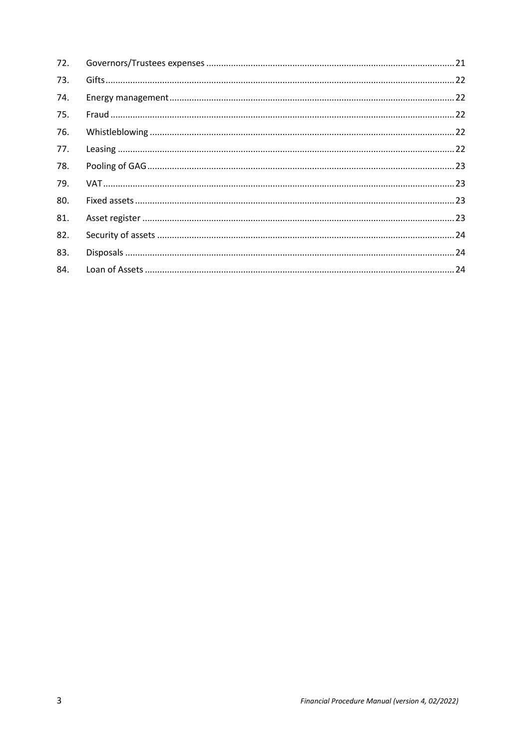| | | |
|---|---|---|
| 72. | Governors/Trustees expenses | 21 |
| 73. | Gifts | 22 |
| 74. | Energy management | 22 |
| 75. | Fraud | 22 |
| 76. | Whistleblowing | 22 |
| 77. | Leasing | 22 |
| 78. | Pooling of GAG | 23 |
| 79. | VAT | 23 |
| 80. | Fixed assets | 23 |
| 81. | Asset register | 23 |
| 82. | Security of assets | 24 |
| 83. | Disposals | 24 |
| 84. | Loan of Assets | 24 |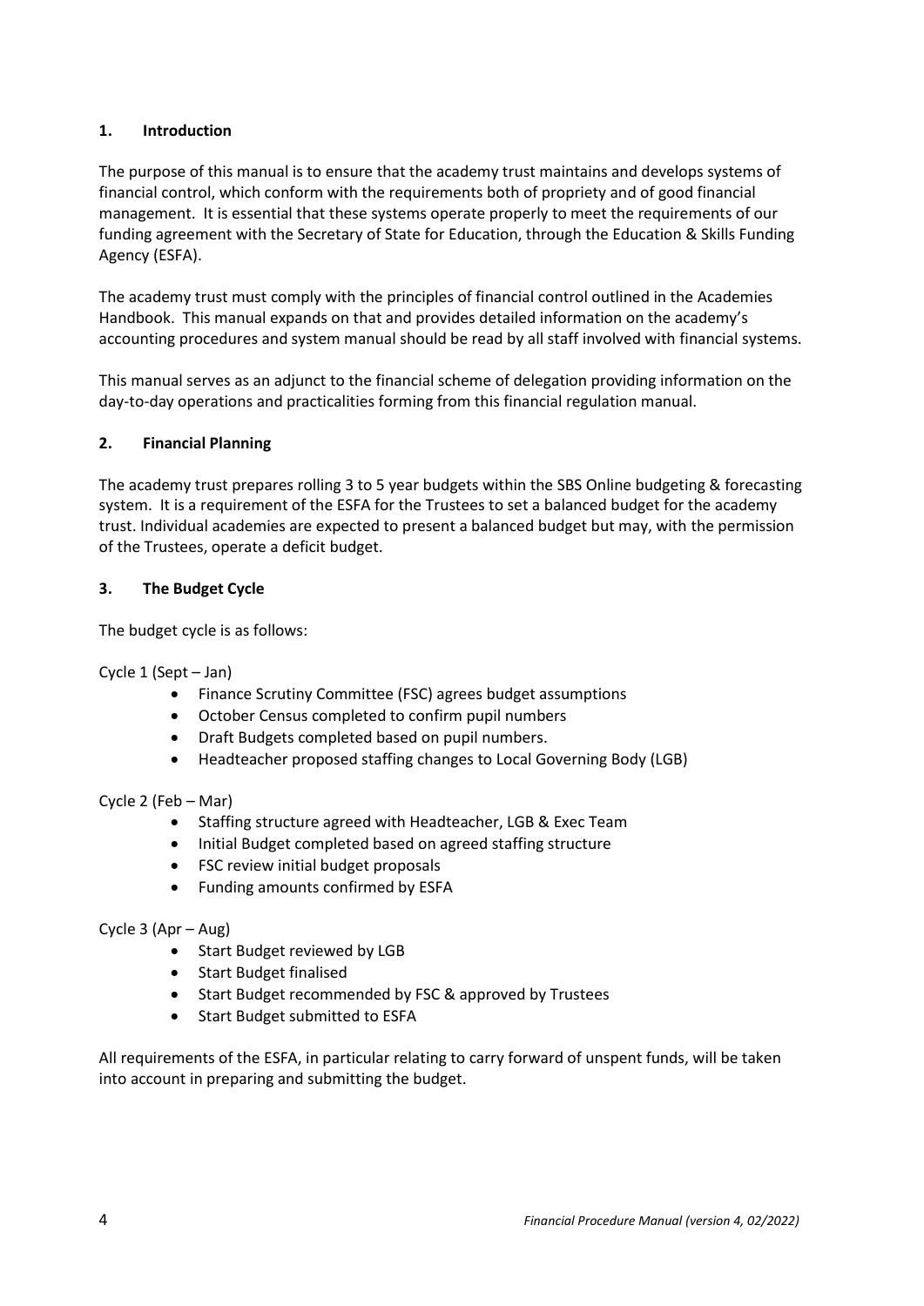## 1. Introduction

The purpose of this manual is to ensure that the academy trust maintains and develops systems of financial control, which conform with the requirements both of propriety and of good financial management. It is essential that these systems operate properly to meet the requirements of our funding agreement with the Secretary of State for Education, through the Education & Skills Funding Agency (ESFA).

The academy trust must comply with the principles of financial control outlined in the Academies Handbook. This manual expands on that and provides detailed information on the academy's accounting procedures and system manual should be read by all staff involved with financial systems.

This manual serves as an adjunct to the financial scheme of delegation providing information on the day-to-day operations and practicalities forming from this financial regulation manual.

## 2. Financial Planning

The academy trust prepares rolling 3 to 5 year budgets within the SBS Online budgeting & forecasting system. It is a requirement of the ESFA for the Trustees to set a balanced budget for the academy trust. Individual academies are expected to present a balanced budget but may, with the permission of the Trustees, operate a deficit budget.

## 3. The Budget Cycle

The budget cycle is as follows:

Cycle 1 (Sept – Jan)

- Finance Scrutiny Committee (FSC) agrees budget assumptions
- October Census completed to confirm pupil numbers
- Draft Budgets completed based on pupil numbers.
- Headteacher proposed staffing changes to Local Governing Body (LGB)

Cycle 2 (Feb – Mar)

- Staffing structure agreed with Headteacher, LGB & Exec Team
- Initial Budget completed based on agreed staffing structure
- FSC review initial budget proposals
- Funding amounts confirmed by ESFA

Cycle 3 (Apr – Aug)

- Start Budget reviewed by LGB
- Start Budget finalised
- Start Budget recommended by FSC & approved by Trustees
- Start Budget submitted to ESFA

All requirements of the ESFA, in particular relating to carry forward of unspent funds, will be taken into account in preparing and submitting the budget.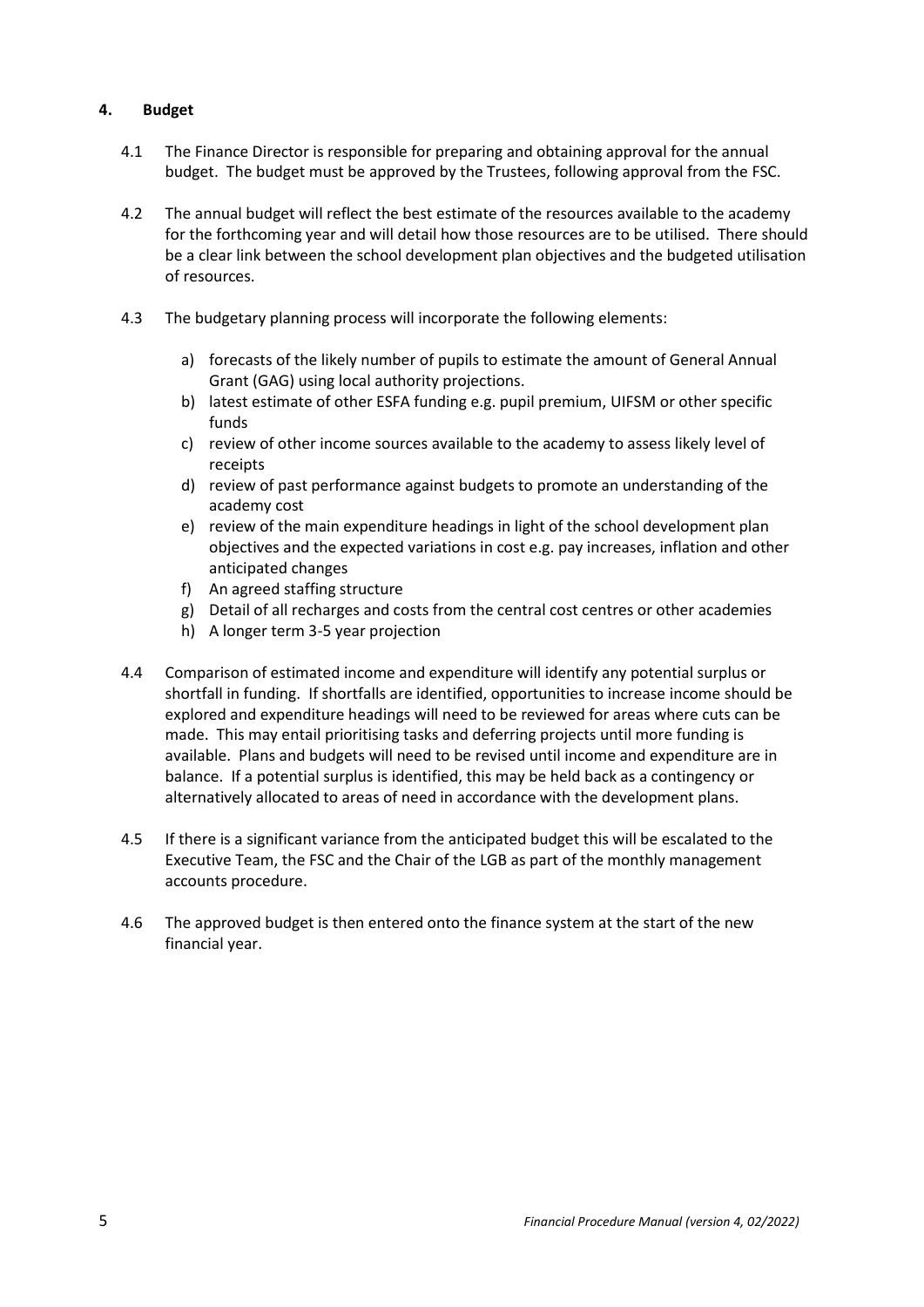## 4. Budget

4.1 The Finance Director is responsible for preparing and obtaining approval for the annual budget. The budget must be approved by the Trustees, following approval from the FSC.

4.2 The annual budget will reflect the best estimate of the resources available to the academy for the forthcoming year and will detail how those resources are to be utilised. There should be a clear link between the school development plan objectives and the budgeted utilisation of resources.

4.3 The budgetary planning process will incorporate the following elements:

a) forecasts of the likely number of pupils to estimate the amount of General Annual Grant (GAG) using local authority projections.
b) latest estimate of other ESFA funding e.g. pupil premium, UIFSM or other specific funds
c) review of other income sources available to the academy to assess likely level of receipts
d) review of past performance against budgets to promote an understanding of the academy cost
e) review of the main expenditure headings in light of the school development plan objectives and the expected variations in cost e.g. pay increases, inflation and other anticipated changes
f) An agreed staffing structure
g) Detail of all recharges and costs from the central cost centres or other academies
h) A longer term 3-5 year projection

4.4 Comparison of estimated income and expenditure will identify any potential surplus or shortfall in funding. If shortfalls are identified, opportunities to increase income should be explored and expenditure headings will need to be reviewed for areas where cuts can be made. This may entail prioritising tasks and deferring projects until more funding is available. Plans and budgets will need to be revised until income and expenditure are in balance. If a potential surplus is identified, this may be held back as a contingency or alternatively allocated to areas of need in accordance with the development plans.

4.5 If there is a significant variance from the anticipated budget this will be escalated to the Executive Team, the FSC and the Chair of the LGB as part of the monthly management accounts procedure.

4.6 The approved budget is then entered onto the finance system at the start of the new financial year.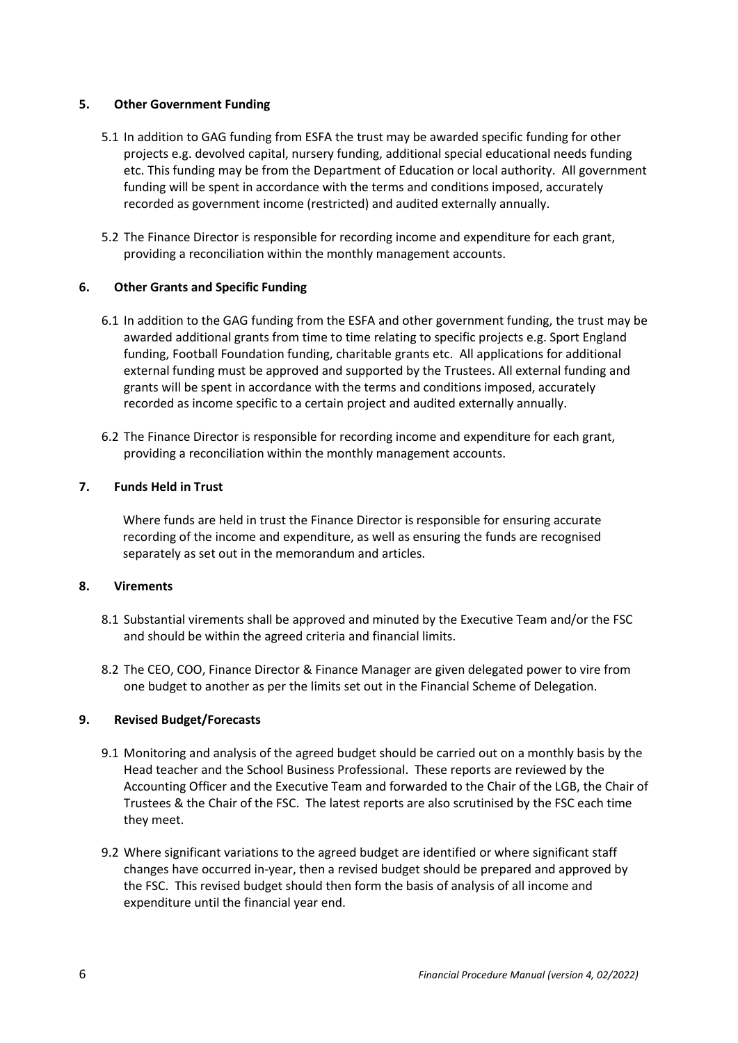## 5. Other Government Funding

5.1 In addition to GAG funding from ESFA the trust may be awarded specific funding for other projects e.g. devolved capital, nursery funding, additional special educational needs funding etc. This funding may be from the Department of Education or local authority. All government funding will be spent in accordance with the terms and conditions imposed, accurately recorded as government income (restricted) and audited externally annually.

5.2 The Finance Director is responsible for recording income and expenditure for each grant, providing a reconciliation within the monthly management accounts.

## 6. Other Grants and Specific Funding

6.1 In addition to the GAG funding from the ESFA and other government funding, the trust may be awarded additional grants from time to time relating to specific projects e.g. Sport England funding, Football Foundation funding, charitable grants etc. All applications for additional external funding must be approved and supported by the Trustees. All external funding and grants will be spent in accordance with the terms and conditions imposed, accurately recorded as income specific to a certain project and audited externally annually.

6.2 The Finance Director is responsible for recording income and expenditure for each grant, providing a reconciliation within the monthly management accounts.

## 7. Funds Held in Trust

Where funds are held in trust the Finance Director is responsible for ensuring accurate recording of the income and expenditure, as well as ensuring the funds are recognised separately as set out in the memorandum and articles.

## 8. Virements

8.1 Substantial virements shall be approved and minuted by the Executive Team and/or the FSC and should be within the agreed criteria and financial limits.

8.2 The CEO, COO, Finance Director & Finance Manager are given delegated power to vire from one budget to another as per the limits set out in the Financial Scheme of Delegation.

## 9. Revised Budget/Forecasts

9.1 Monitoring and analysis of the agreed budget should be carried out on a monthly basis by the Head teacher and the School Business Professional. These reports are reviewed by the Accounting Officer and the Executive Team and forwarded to the Chair of the LGB, the Chair of Trustees & the Chair of the FSC. The latest reports are also scrutinised by the FSC each time they meet.

9.2 Where significant variations to the agreed budget are identified or where significant staff changes have occurred in-year, then a revised budget should be prepared and approved by the FSC. This revised budget should then form the basis of analysis of all income and expenditure until the financial year end.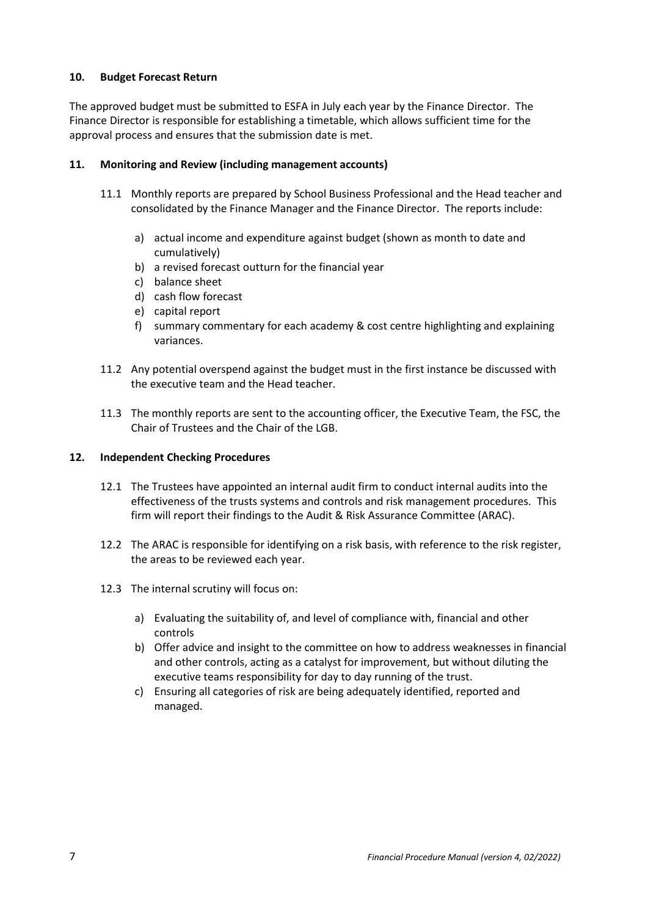### 10. Budget Forecast Return

The approved budget must be submitted to ESFA in July each year by the Finance Director. The Finance Director is responsible for establishing a timetable, which allows sufficient time for the approval process and ensures that the submission date is met.

### 11. Monitoring and Review (including management accounts)

11.1 Monthly reports are prepared by School Business Professional and the Head teacher and consolidated by the Finance Manager and the Finance Director. The reports include:

a) actual income and expenditure against budget (shown as month to date and cumulatively)
b) a revised forecast outturn for the financial year
c) balance sheet
d) cash flow forecast
e) capital report
f) summary commentary for each academy & cost centre highlighting and explaining variances.

11.2 Any potential overspend against the budget must in the first instance be discussed with the executive team and the Head teacher.

11.3 The monthly reports are sent to the accounting officer, the Executive Team, the FSC, the Chair of Trustees and the Chair of the LGB.

### 12. Independent Checking Procedures

12.1 The Trustees have appointed an internal audit firm to conduct internal audits into the effectiveness of the trusts systems and controls and risk management procedures. This firm will report their findings to the Audit & Risk Assurance Committee (ARAC).

12.2 The ARAC is responsible for identifying on a risk basis, with reference to the risk register, the areas to be reviewed each year.

12.3 The internal scrutiny will focus on:

a) Evaluating the suitability of, and level of compliance with, financial and other controls
b) Offer advice and insight to the committee on how to address weaknesses in financial and other controls, acting as a catalyst for improvement, but without diluting the executive teams responsibility for day to day running of the trust.
c) Ensuring all categories of risk are being adequately identified, reported and managed.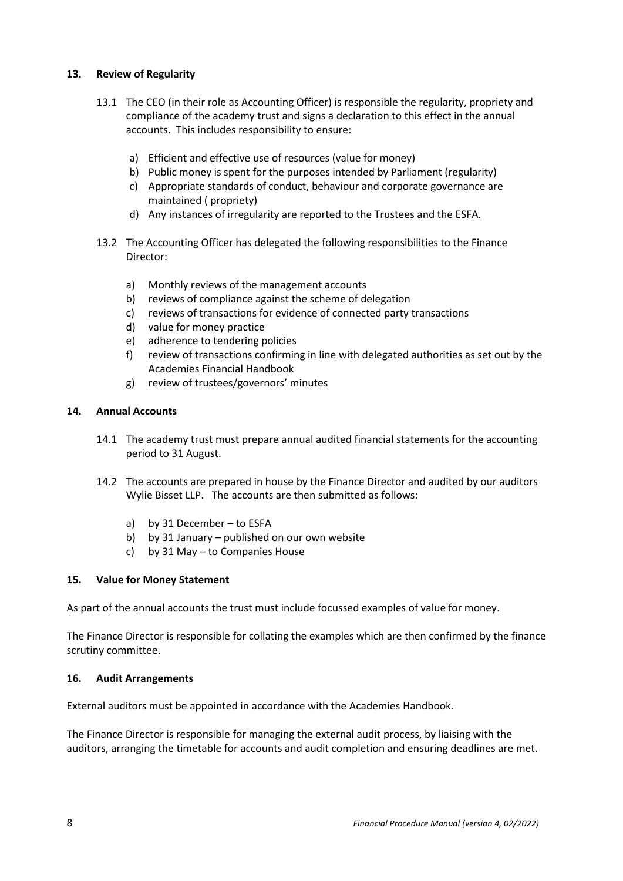## 13. Review of Regularity

13.1 The CEO (in their role as Accounting Officer) is responsible the regularity, propriety and compliance of the academy trust and signs a declaration to this effect in the annual accounts. This includes responsibility to ensure:

a) Efficient and effective use of resources (value for money)
b) Public money is spent for the purposes intended by Parliament (regularity)
c) Appropriate standards of conduct, behaviour and corporate governance are maintained ( propriety)
d) Any instances of irregularity are reported to the Trustees and the ESFA.

13.2 The Accounting Officer has delegated the following responsibilities to the Finance Director:

a) Monthly reviews of the management accounts
b) reviews of compliance against the scheme of delegation
c) reviews of transactions for evidence of connected party transactions
d) value for money practice
e) adherence to tendering policies
f) review of transactions confirming in line with delegated authorities as set out by the Academies Financial Handbook
g) review of trustees/governors' minutes

## 14. Annual Accounts

14.1 The academy trust must prepare annual audited financial statements for the accounting period to 31 August.

14.2 The accounts are prepared in house by the Finance Director and audited by our auditors Wylie Bisset LLP. The accounts are then submitted as follows:

a) by 31 December – to ESFA
b) by 31 January – published on our own website
c) by 31 May – to Companies House

## 15. Value for Money Statement

As part of the annual accounts the trust must include focussed examples of value for money.

The Finance Director is responsible for collating the examples which are then confirmed by the finance scrutiny committee.

## 16. Audit Arrangements

External auditors must be appointed in accordance with the Academies Handbook.

The Finance Director is responsible for managing the external audit process, by liaising with the auditors, arranging the timetable for accounts and audit completion and ensuring deadlines are met.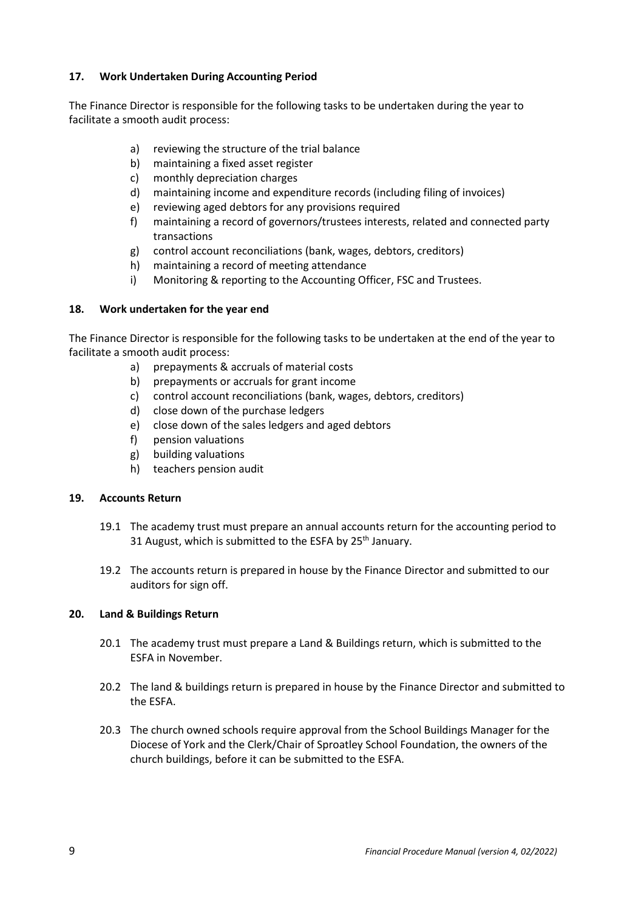## 17. Work Undertaken During Accounting Period

The Finance Director is responsible for the following tasks to be undertaken during the year to facilitate a smooth audit process:

- a) reviewing the structure of the trial balance
- b) maintaining a fixed asset register
- c) monthly depreciation charges
- d) maintaining income and expenditure records (including filing of invoices)
- e) reviewing aged debtors for any provisions required
- f) maintaining a record of governors/trustees interests, related and connected party transactions
- g) control account reconciliations (bank, wages, debtors, creditors)
- h) maintaining a record of meeting attendance
- i) Monitoring & reporting to the Accounting Officer, FSC and Trustees.

## 18. Work undertaken for the year end

The Finance Director is responsible for the following tasks to be undertaken at the end of the year to facilitate a smooth audit process:

- a) prepayments & accruals of material costs
- b) prepayments or accruals for grant income
- c) control account reconciliations (bank, wages, debtors, creditors)
- d) close down of the purchase ledgers
- e) close down of the sales ledgers and aged debtors
- f) pension valuations
- g) building valuations
- h) teachers pension audit

## 19. Accounts Return

19.1 The academy trust must prepare an annual accounts return for the accounting period to 31 August, which is submitted to the ESFA by 25th January.

19.2 The accounts return is prepared in house by the Finance Director and submitted to our auditors for sign off.

## 20. Land & Buildings Return

20.1 The academy trust must prepare a Land & Buildings return, which is submitted to the ESFA in November.

20.2 The land & buildings return is prepared in house by the Finance Director and submitted to the ESFA.

20.3 The church owned schools require approval from the School Buildings Manager for the Diocese of York and the Clerk/Chair of Sproatley School Foundation, the owners of the church buildings, before it can be submitted to the ESFA.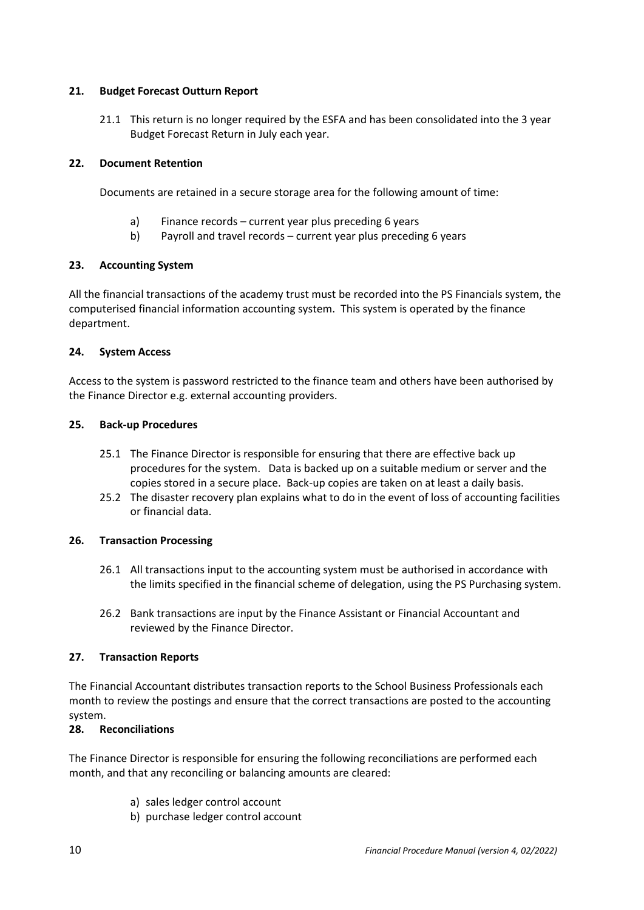### 21. Budget Forecast Outturn Report

21.1 This return is no longer required by the ESFA and has been consolidated into the 3 year Budget Forecast Return in July each year.

### 22. Document Retention

Documents are retained in a secure storage area for the following amount of time:

a) Finance records – current year plus preceding 6 years
b) Payroll and travel records – current year plus preceding 6 years

### 23. Accounting System

All the financial transactions of the academy trust must be recorded into the PS Financials system, the computerised financial information accounting system. This system is operated by the finance department.

### 24. System Access

Access to the system is password restricted to the finance team and others have been authorised by the Finance Director e.g. external accounting providers.

### 25. Back-up Procedures

25.1 The Finance Director is responsible for ensuring that there are effective back up procedures for the system. Data is backed up on a suitable medium or server and the copies stored in a secure place. Back-up copies are taken on at least a daily basis.

25.2 The disaster recovery plan explains what to do in the event of loss of accounting facilities or financial data.

### 26. Transaction Processing

26.1 All transactions input to the accounting system must be authorised in accordance with the limits specified in the financial scheme of delegation, using the PS Purchasing system.

26.2 Bank transactions are input by the Finance Assistant or Financial Accountant and reviewed by the Finance Director.

### 27. Transaction Reports

The Financial Accountant distributes transaction reports to the School Business Professionals each month to review the postings and ensure that the correct transactions are posted to the accounting system.

### 28. Reconciliations

The Finance Director is responsible for ensuring the following reconciliations are performed each month, and that any reconciling or balancing amounts are cleared:

a) sales ledger control account
b) purchase ledger control account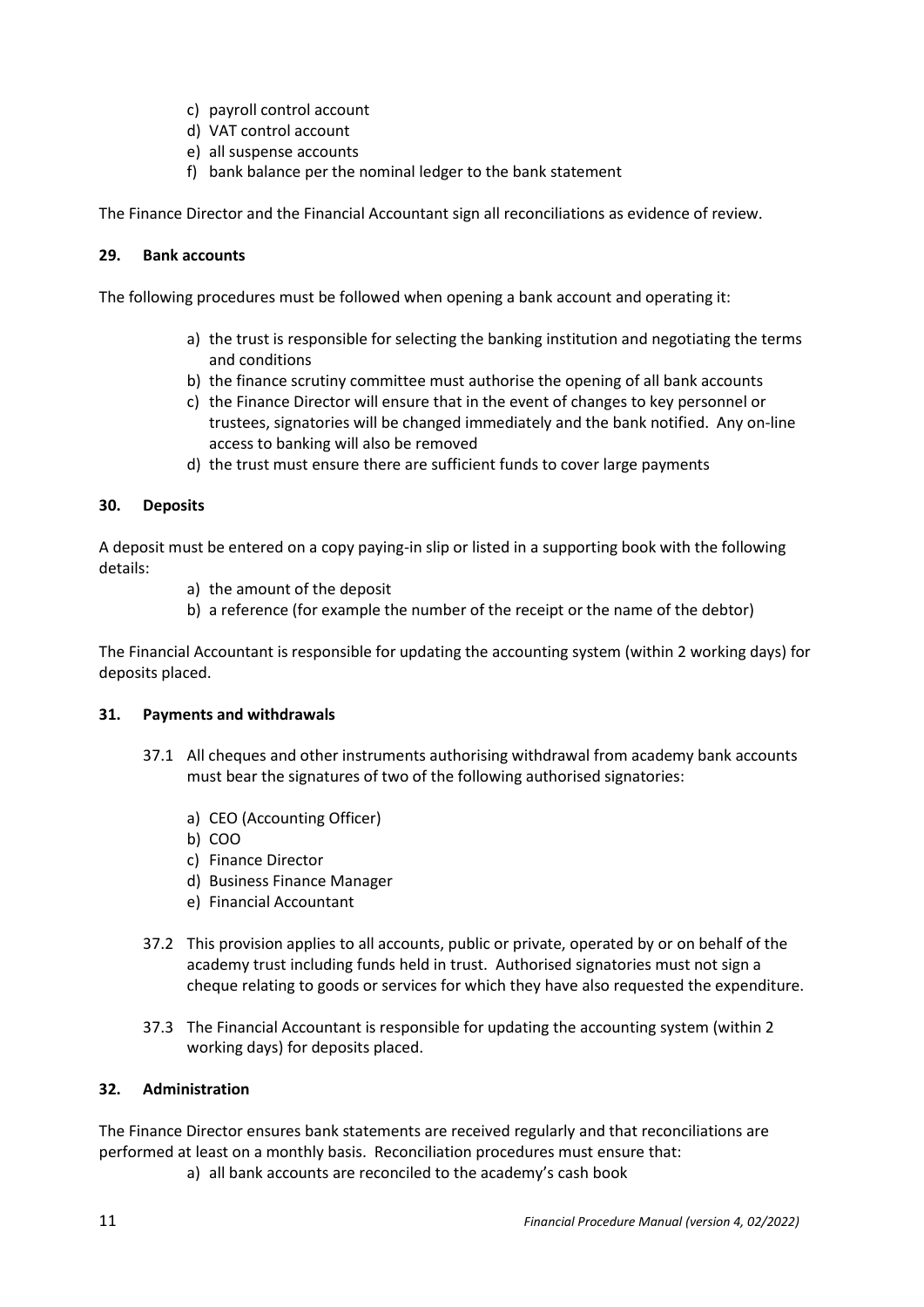c) payroll control account
d) VAT control account
e) all suspense accounts
f) bank balance per the nominal ledger to the bank statement

The Finance Director and the Financial Accountant sign all reconciliations as evidence of review.

### 29. Bank accounts

The following procedures must be followed when opening a bank account and operating it:

a) the trust is responsible for selecting the banking institution and negotiating the terms and conditions
b) the finance scrutiny committee must authorise the opening of all bank accounts
c) the Finance Director will ensure that in the event of changes to key personnel or trustees, signatories will be changed immediately and the bank notified. Any on-line access to banking will also be removed
d) the trust must ensure there are sufficient funds to cover large payments

### 30. Deposits

A deposit must be entered on a copy paying-in slip or listed in a supporting book with the following details:

a) the amount of the deposit
b) a reference (for example the number of the receipt or the name of the debtor)

The Financial Accountant is responsible for updating the accounting system (within 2 working days) for deposits placed.

### 31. Payments and withdrawals

37.1 All cheques and other instruments authorising withdrawal from academy bank accounts must bear the signatures of two of the following authorised signatories:

a) CEO (Accounting Officer)
b) COO
c) Finance Director
d) Business Finance Manager
e) Financial Accountant

37.2 This provision applies to all accounts, public or private, operated by or on behalf of the academy trust including funds held in trust. Authorised signatories must not sign a cheque relating to goods or services for which they have also requested the expenditure.

37.3 The Financial Accountant is responsible for updating the accounting system (within 2 working days) for deposits placed.

### 32. Administration

The Finance Director ensures bank statements are received regularly and that reconciliations are performed at least on a monthly basis. Reconciliation procedures must ensure that:

a) all bank accounts are reconciled to the academy's cash book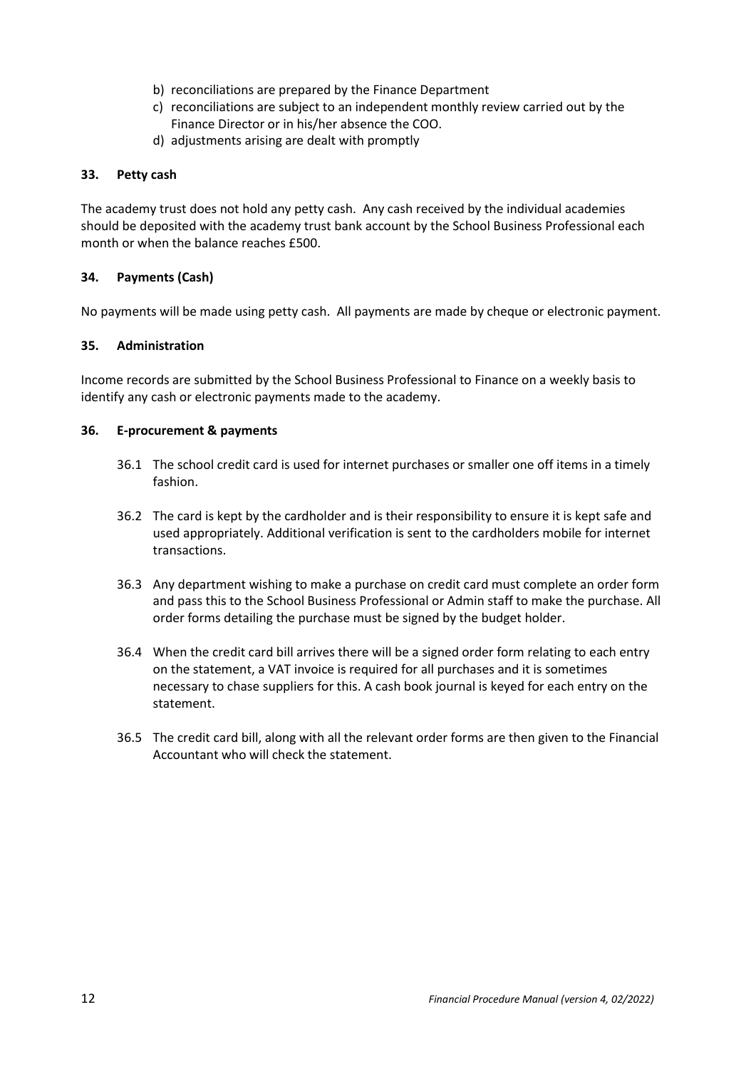b) reconciliations are prepared by the Finance Department
c) reconciliations are subject to an independent monthly review carried out by the Finance Director or in his/her absence the COO.
d) adjustments arising are dealt with promptly

**33. Petty cash**

The academy trust does not hold any petty cash. Any cash received by the individual academies should be deposited with the academy trust bank account by the School Business Professional each month or when the balance reaches £500.

**34. Payments (Cash)**

No payments will be made using petty cash. All payments are made by cheque or electronic payment.

**35. Administration**

Income records are submitted by the School Business Professional to Finance on a weekly basis to identify any cash or electronic payments made to the academy.

**36. E-procurement & payments**

36.1 The school credit card is used for internet purchases or smaller one off items in a timely fashion.

36.2 The card is kept by the cardholder and is their responsibility to ensure it is kept safe and used appropriately. Additional verification is sent to the cardholders mobile for internet transactions.

36.3 Any department wishing to make a purchase on credit card must complete an order form and pass this to the School Business Professional or Admin staff to make the purchase. All order forms detailing the purchase must be signed by the budget holder.

36.4 When the credit card bill arrives there will be a signed order form relating to each entry on the statement, a VAT invoice is required for all purchases and it is sometimes necessary to chase suppliers for this. A cash book journal is keyed for each entry on the statement.

36.5 The credit card bill, along with all the relevant order forms are then given to the Financial Accountant who will check the statement.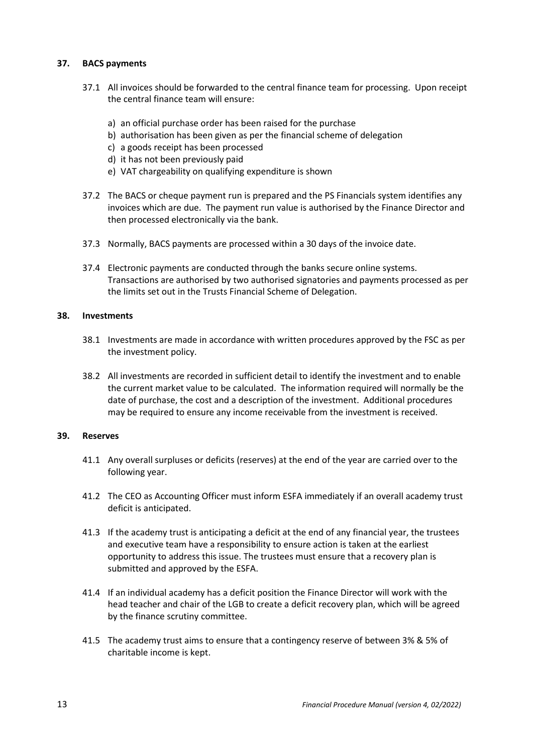## 37. BACS payments

37.1 All invoices should be forwarded to the central finance team for processing. Upon receipt the central finance team will ensure:

a) an official purchase order has been raised for the purchase
b) authorisation has been given as per the financial scheme of delegation
c) a goods receipt has been processed
d) it has not been previously paid
e) VAT chargeability on qualifying expenditure is shown

37.2 The BACS or cheque payment run is prepared and the PS Financials system identifies any invoices which are due. The payment run value is authorised by the Finance Director and then processed electronically via the bank.

37.3 Normally, BACS payments are processed within a 30 days of the invoice date.

37.4 Electronic payments are conducted through the banks secure online systems. Transactions are authorised by two authorised signatories and payments processed as per the limits set out in the Trusts Financial Scheme of Delegation.

## 38. Investments

38.1 Investments are made in accordance with written procedures approved by the FSC as per the investment policy.

38.2 All investments are recorded in sufficient detail to identify the investment and to enable the current market value to be calculated. The information required will normally be the date of purchase, the cost and a description of the investment. Additional procedures may be required to ensure any income receivable from the investment is received.

## 39. Reserves

41.1 Any overall surpluses or deficits (reserves) at the end of the year are carried over to the following year.

41.2 The CEO as Accounting Officer must inform ESFA immediately if an overall academy trust deficit is anticipated.

41.3 If the academy trust is anticipating a deficit at the end of any financial year, the trustees and executive team have a responsibility to ensure action is taken at the earliest opportunity to address this issue. The trustees must ensure that a recovery plan is submitted and approved by the ESFA.

41.4 If an individual academy has a deficit position the Finance Director will work with the head teacher and chair of the LGB to create a deficit recovery plan, which will be agreed by the finance scrutiny committee.

41.5 The academy trust aims to ensure that a contingency reserve of between 3% & 5% of charitable income is kept.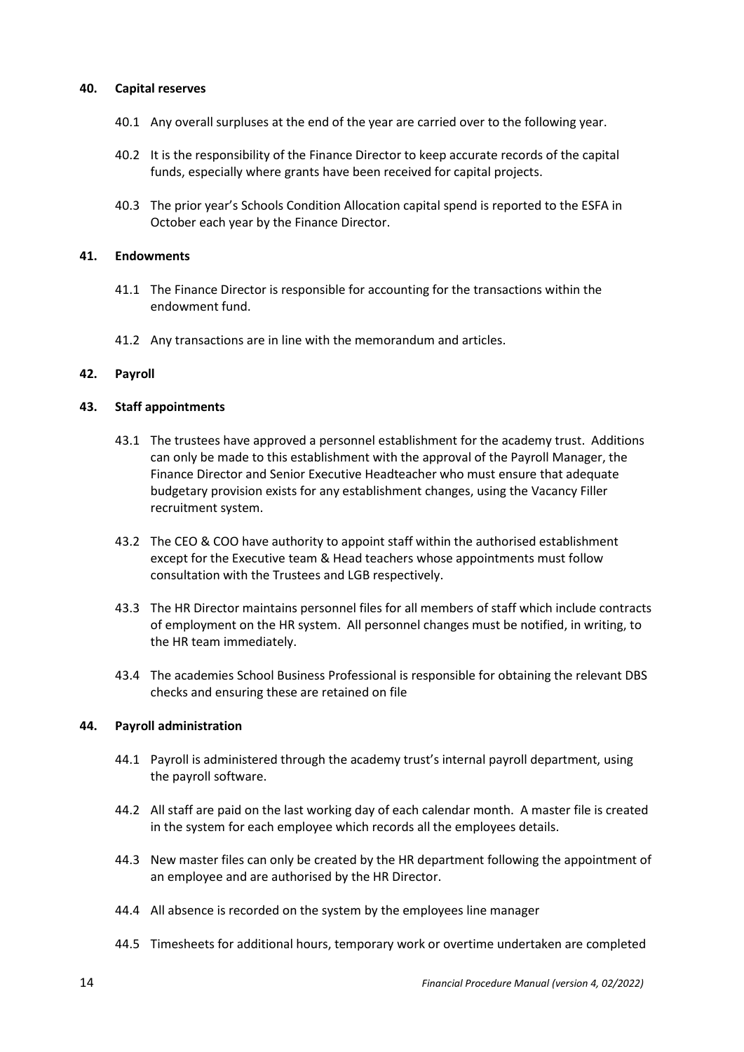## 40. Capital reserves

40.1 Any overall surpluses at the end of the year are carried over to the following year.

40.2 It is the responsibility of the Finance Director to keep accurate records of the capital funds, especially where grants have been received for capital projects.

40.3 The prior year's Schools Condition Allocation capital spend is reported to the ESFA in October each year by the Finance Director.

## 41. Endowments

41.1 The Finance Director is responsible for accounting for the transactions within the endowment fund.

41.2 Any transactions are in line with the memorandum and articles.

## 42. Payroll

## 43. Staff appointments

43.1 The trustees have approved a personnel establishment for the academy trust. Additions can only be made to this establishment with the approval of the Payroll Manager, the Finance Director and Senior Executive Headteacher who must ensure that adequate budgetary provision exists for any establishment changes, using the Vacancy Filler recruitment system.

43.2 The CEO & COO have authority to appoint staff within the authorised establishment except for the Executive team & Head teachers whose appointments must follow consultation with the Trustees and LGB respectively.

43.3 The HR Director maintains personnel files for all members of staff which include contracts of employment on the HR system. All personnel changes must be notified, in writing, to the HR team immediately.

43.4 The academies School Business Professional is responsible for obtaining the relevant DBS checks and ensuring these are retained on file

## 44. Payroll administration

44.1 Payroll is administered through the academy trust's internal payroll department, using the payroll software.

44.2 All staff are paid on the last working day of each calendar month. A master file is created in the system for each employee which records all the employees details.

44.3 New master files can only be created by the HR department following the appointment of an employee and are authorised by the HR Director.

44.4 All absence is recorded on the system by the employees line manager

44.5 Timesheets for additional hours, temporary work or overtime undertaken are completed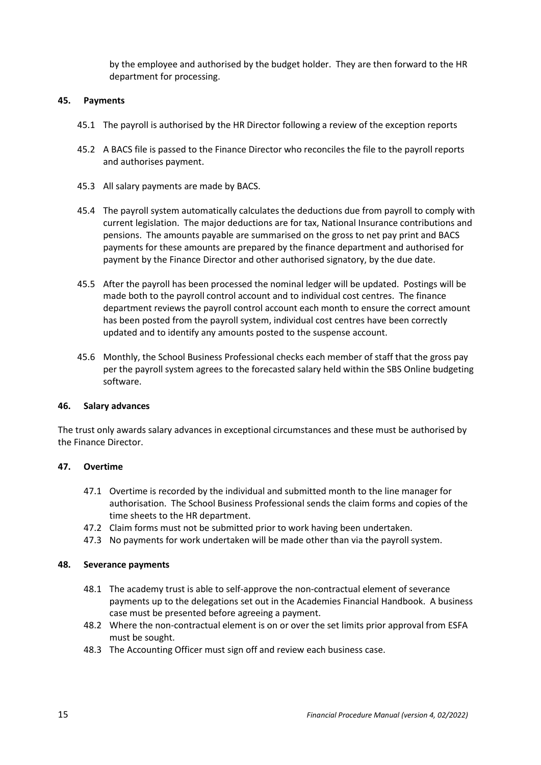by the employee and authorised by the budget holder. They are then forward to the HR department for processing.

## 45. Payments

45.1 The payroll is authorised by the HR Director following a review of the exception reports

45.2 A BACS file is passed to the Finance Director who reconciles the file to the payroll reports and authorises payment.

45.3 All salary payments are made by BACS.

45.4 The payroll system automatically calculates the deductions due from payroll to comply with current legislation. The major deductions are for tax, National Insurance contributions and pensions. The amounts payable are summarised on the gross to net pay print and BACS payments for these amounts are prepared by the finance department and authorised for payment by the Finance Director and other authorised signatory, by the due date.

45.5 After the payroll has been processed the nominal ledger will be updated. Postings will be made both to the payroll control account and to individual cost centres. The finance department reviews the payroll control account each month to ensure the correct amount has been posted from the payroll system, individual cost centres have been correctly updated and to identify any amounts posted to the suspense account.

45.6 Monthly, the School Business Professional checks each member of staff that the gross pay per the payroll system agrees to the forecasted salary held within the SBS Online budgeting software.

## 46. Salary advances

The trust only awards salary advances in exceptional circumstances and these must be authorised by the Finance Director.

## 47. Overtime

47.1 Overtime is recorded by the individual and submitted month to the line manager for authorisation. The School Business Professional sends the claim forms and copies of the time sheets to the HR department.

47.2 Claim forms must not be submitted prior to work having been undertaken.

47.3 No payments for work undertaken will be made other than via the payroll system.

## 48. Severance payments

48.1 The academy trust is able to self-approve the non-contractual element of severance payments up to the delegations set out in the Academies Financial Handbook. A business case must be presented before agreeing a payment.

48.2 Where the non-contractual element is on or over the set limits prior approval from ESFA must be sought.

48.3 The Accounting Officer must sign off and review each business case.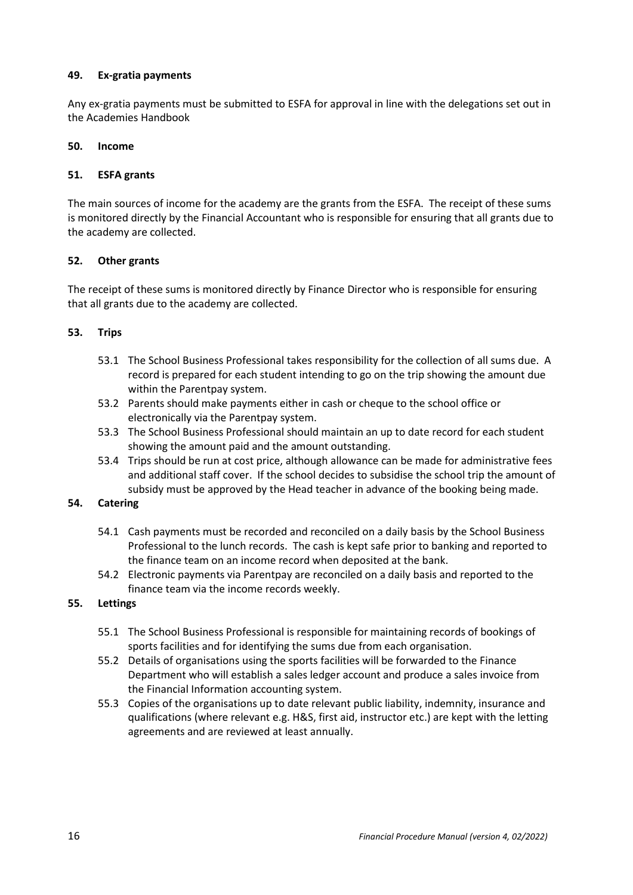### 49. Ex-gratia payments

Any ex-gratia payments must be submitted to ESFA for approval in line with the delegations set out in the Academies Handbook

### 50. Income

### 51. ESFA grants

The main sources of income for the academy are the grants from the ESFA. The receipt of these sums is monitored directly by the Financial Accountant who is responsible for ensuring that all grants due to the academy are collected.

### 52. Other grants

The receipt of these sums is monitored directly by Finance Director who is responsible for ensuring that all grants due to the academy are collected.

### 53. Trips

53.1 The School Business Professional takes responsibility for the collection of all sums due. A record is prepared for each student intending to go on the trip showing the amount due within the Parentpay system.

53.2 Parents should make payments either in cash or cheque to the school office or electronically via the Parentpay system.

53.3 The School Business Professional should maintain an up to date record for each student showing the amount paid and the amount outstanding.

53.4 Trips should be run at cost price, although allowance can be made for administrative fees and additional staff cover. If the school decides to subsidise the school trip the amount of subsidy must be approved by the Head teacher in advance of the booking being made.

### 54. Catering

54.1 Cash payments must be recorded and reconciled on a daily basis by the School Business Professional to the lunch records. The cash is kept safe prior to banking and reported to the finance team on an income record when deposited at the bank.

54.2 Electronic payments via Parentpay are reconciled on a daily basis and reported to the finance team via the income records weekly.

### 55. Lettings

55.1 The School Business Professional is responsible for maintaining records of bookings of sports facilities and for identifying the sums due from each organisation.

55.2 Details of organisations using the sports facilities will be forwarded to the Finance Department who will establish a sales ledger account and produce a sales invoice from the Financial Information accounting system.

55.3 Copies of the organisations up to date relevant public liability, indemnity, insurance and qualifications (where relevant e.g. H&S, first aid, instructor etc.) are kept with the letting agreements and are reviewed at least annually.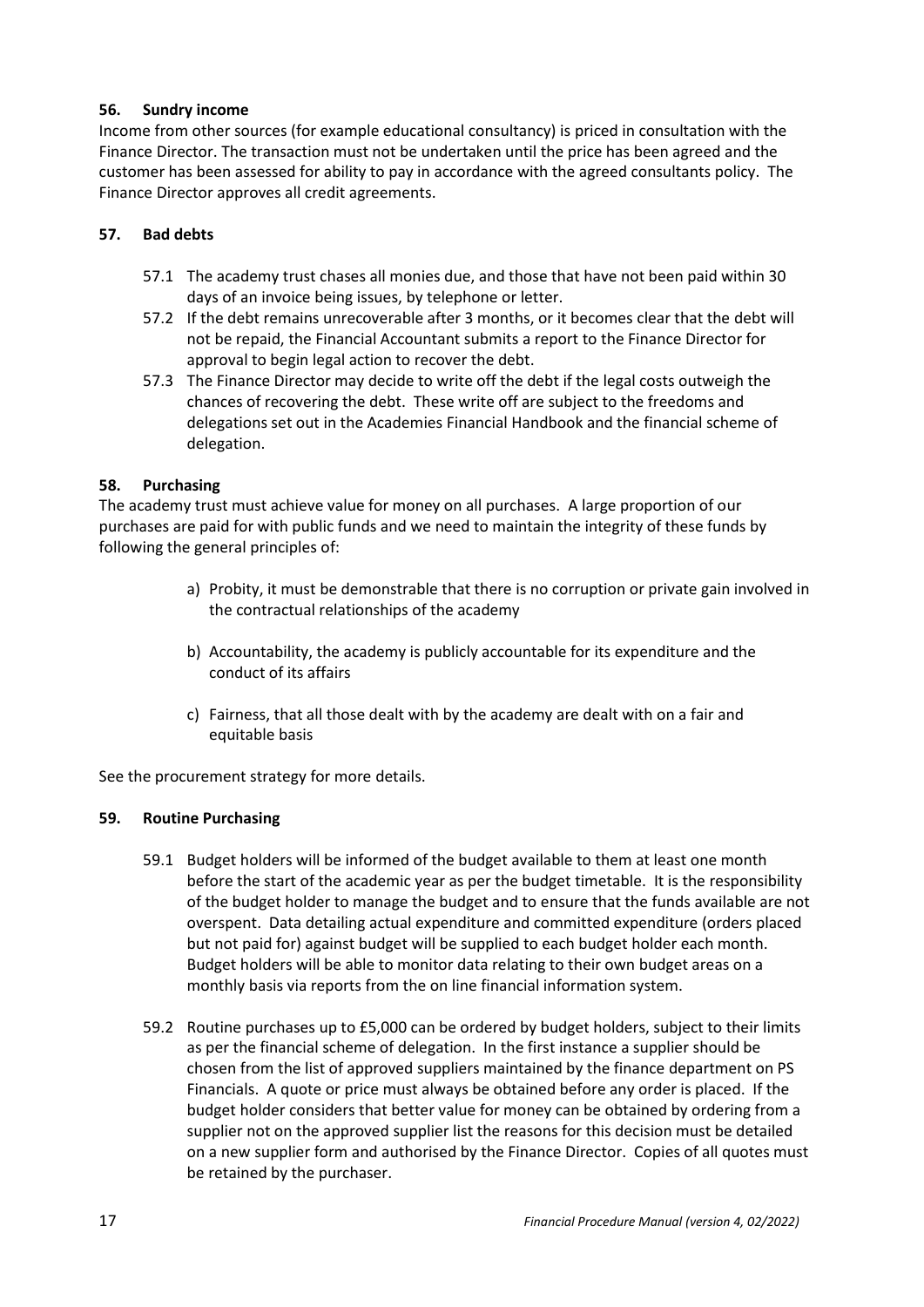### 56. Sundry income

Income from other sources (for example educational consultancy) is priced in consultation with the Finance Director. The transaction must not be undertaken until the price has been agreed and the customer has been assessed for ability to pay in accordance with the agreed consultants policy. The Finance Director approves all credit agreements.

### 57. Bad debts

57.1 The academy trust chases all monies due, and those that have not been paid within 30 days of an invoice being issues, by telephone or letter.

57.2 If the debt remains unrecoverable after 3 months, or it becomes clear that the debt will not be repaid, the Financial Accountant submits a report to the Finance Director for approval to begin legal action to recover the debt.

57.3 The Finance Director may decide to write off the debt if the legal costs outweigh the chances of recovering the debt. These write off are subject to the freedoms and delegations set out in the Academies Financial Handbook and the financial scheme of delegation.

### 58. Purchasing

The academy trust must achieve value for money on all purchases. A large proportion of our purchases are paid for with public funds and we need to maintain the integrity of these funds by following the general principles of:

a) Probity, it must be demonstrable that there is no corruption or private gain involved in the contractual relationships of the academy

b) Accountability, the academy is publicly accountable for its expenditure and the conduct of its affairs

c) Fairness, that all those dealt with by the academy are dealt with on a fair and equitable basis

See the procurement strategy for more details.

### 59. Routine Purchasing

59.1 Budget holders will be informed of the budget available to them at least one month before the start of the academic year as per the budget timetable. It is the responsibility of the budget holder to manage the budget and to ensure that the funds available are not overspent. Data detailing actual expenditure and committed expenditure (orders placed but not paid for) against budget will be supplied to each budget holder each month. Budget holders will be able to monitor data relating to their own budget areas on a monthly basis via reports from the on line financial information system.

59.2 Routine purchases up to £5,000 can be ordered by budget holders, subject to their limits as per the financial scheme of delegation. In the first instance a supplier should be chosen from the list of approved suppliers maintained by the finance department on PS Financials. A quote or price must always be obtained before any order is placed. If the budget holder considers that better value for money can be obtained by ordering from a supplier not on the approved supplier list the reasons for this decision must be detailed on a new supplier form and authorised by the Finance Director. Copies of all quotes must be retained by the purchaser.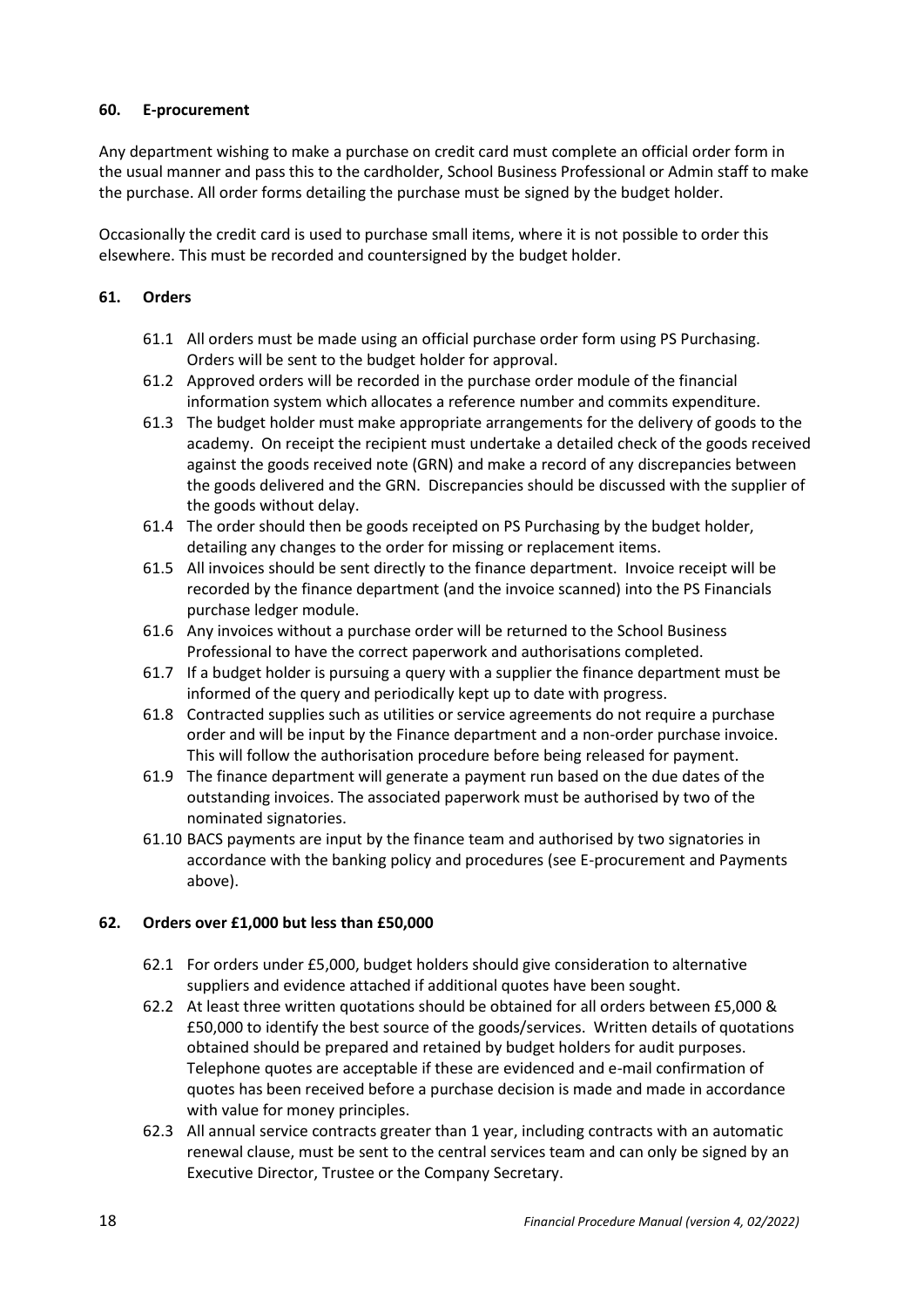## 60. E-procurement

Any department wishing to make a purchase on credit card must complete an official order form in the usual manner and pass this to the cardholder, School Business Professional or Admin staff to make the purchase. All order forms detailing the purchase must be signed by the budget holder.

Occasionally the credit card is used to purchase small items, where it is not possible to order this elsewhere. This must be recorded and countersigned by the budget holder.

## 61. Orders

61.1 All orders must be made using an official purchase order form using PS Purchasing. Orders will be sent to the budget holder for approval.

61.2 Approved orders will be recorded in the purchase order module of the financial information system which allocates a reference number and commits expenditure.

61.3 The budget holder must make appropriate arrangements for the delivery of goods to the academy. On receipt the recipient must undertake a detailed check of the goods received against the goods received note (GRN) and make a record of any discrepancies between the goods delivered and the GRN. Discrepancies should be discussed with the supplier of the goods without delay.

61.4 The order should then be goods receipted on PS Purchasing by the budget holder, detailing any changes to the order for missing or replacement items.

61.5 All invoices should be sent directly to the finance department. Invoice receipt will be recorded by the finance department (and the invoice scanned) into the PS Financials purchase ledger module.

61.6 Any invoices without a purchase order will be returned to the School Business Professional to have the correct paperwork and authorisations completed.

61.7 If a budget holder is pursuing a query with a supplier the finance department must be informed of the query and periodically kept up to date with progress.

61.8 Contracted supplies such as utilities or service agreements do not require a purchase order and will be input by the Finance department and a non-order purchase invoice. This will follow the authorisation procedure before being released for payment.

61.9 The finance department will generate a payment run based on the due dates of the outstanding invoices. The associated paperwork must be authorised by two of the nominated signatories.

61.10 BACS payments are input by the finance team and authorised by two signatories in accordance with the banking policy and procedures (see E-procurement and Payments above).

## 62. Orders over £1,000 but less than £50,000

62.1 For orders under £5,000, budget holders should give consideration to alternative suppliers and evidence attached if additional quotes have been sought.

62.2 At least three written quotations should be obtained for all orders between £5,000 & £50,000 to identify the best source of the goods/services. Written details of quotations obtained should be prepared and retained by budget holders for audit purposes. Telephone quotes are acceptable if these are evidenced and e-mail confirmation of quotes has been received before a purchase decision is made and made in accordance with value for money principles.

62.3 All annual service contracts greater than 1 year, including contracts with an automatic renewal clause, must be sent to the central services team and can only be signed by an Executive Director, Trustee or the Company Secretary.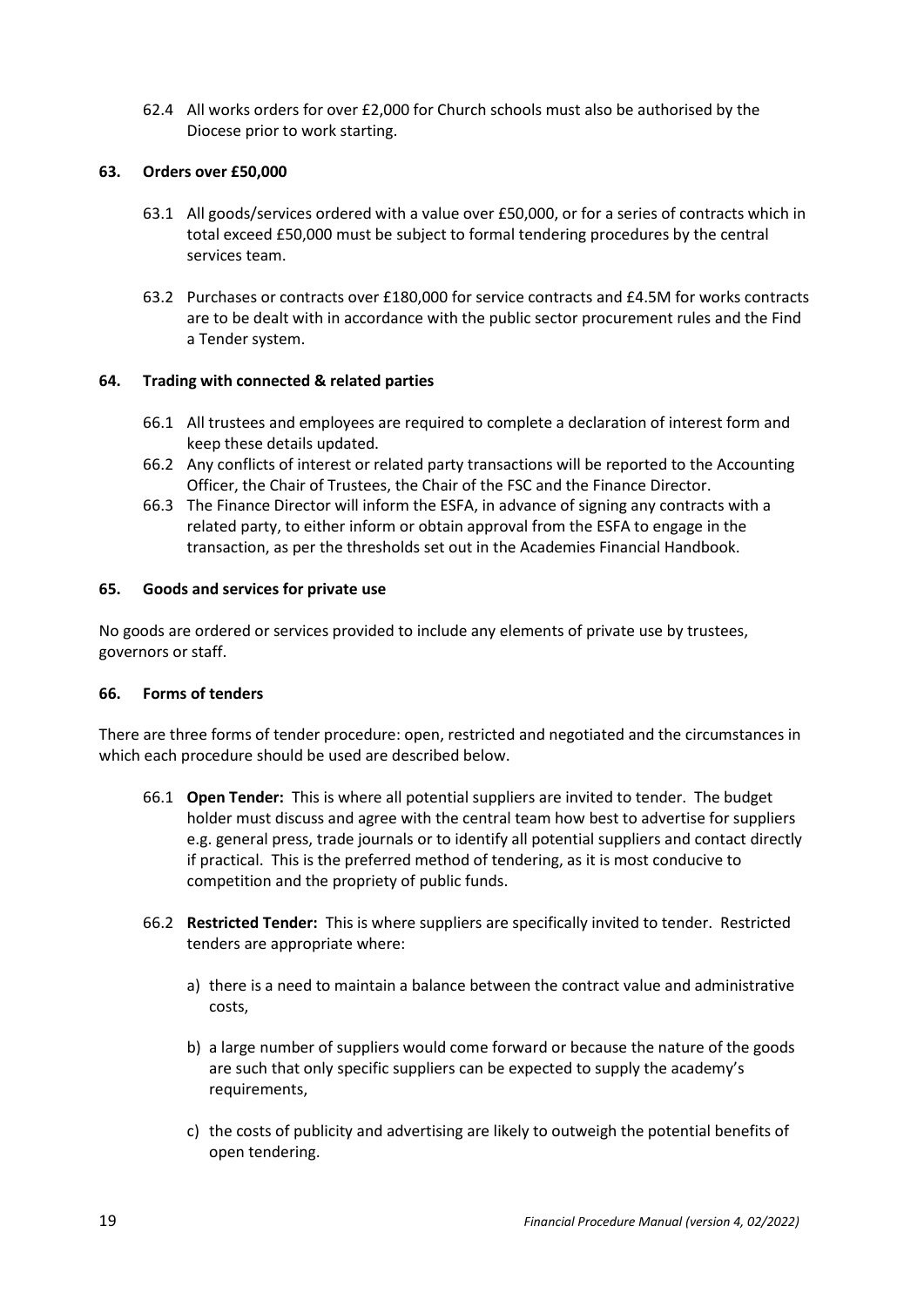62.4 All works orders for over £2,000 for Church schools must also be authorised by the Diocese prior to work starting.

### 63. Orders over £50,000

63.1 All goods/services ordered with a value over £50,000, or for a series of contracts which in total exceed £50,000 must be subject to formal tendering procedures by the central services team.

63.2 Purchases or contracts over £180,000 for service contracts and £4.5M for works contracts are to be dealt with in accordance with the public sector procurement rules and the Find a Tender system.

### 64. Trading with connected & related parties

66.1 All trustees and employees are required to complete a declaration of interest form and keep these details updated.

66.2 Any conflicts of interest or related party transactions will be reported to the Accounting Officer, the Chair of Trustees, the Chair of the FSC and the Finance Director.

66.3 The Finance Director will inform the ESFA, in advance of signing any contracts with a related party, to either inform or obtain approval from the ESFA to engage in the transaction, as per the thresholds set out in the Academies Financial Handbook.

### 65. Goods and services for private use

No goods are ordered or services provided to include any elements of private use by trustees, governors or staff.

### 66. Forms of tenders

There are three forms of tender procedure: open, restricted and negotiated and the circumstances in which each procedure should be used are described below.

66.1 **Open Tender:** This is where all potential suppliers are invited to tender. The budget holder must discuss and agree with the central team how best to advertise for suppliers e.g. general press, trade journals or to identify all potential suppliers and contact directly if practical. This is the preferred method of tendering, as it is most conducive to competition and the propriety of public funds.

66.2 **Restricted Tender:** This is where suppliers are specifically invited to tender. Restricted tenders are appropriate where:

a) there is a need to maintain a balance between the contract value and administrative costs,

b) a large number of suppliers would come forward or because the nature of the goods are such that only specific suppliers can be expected to supply the academy's requirements,

c) the costs of publicity and advertising are likely to outweigh the potential benefits of open tendering.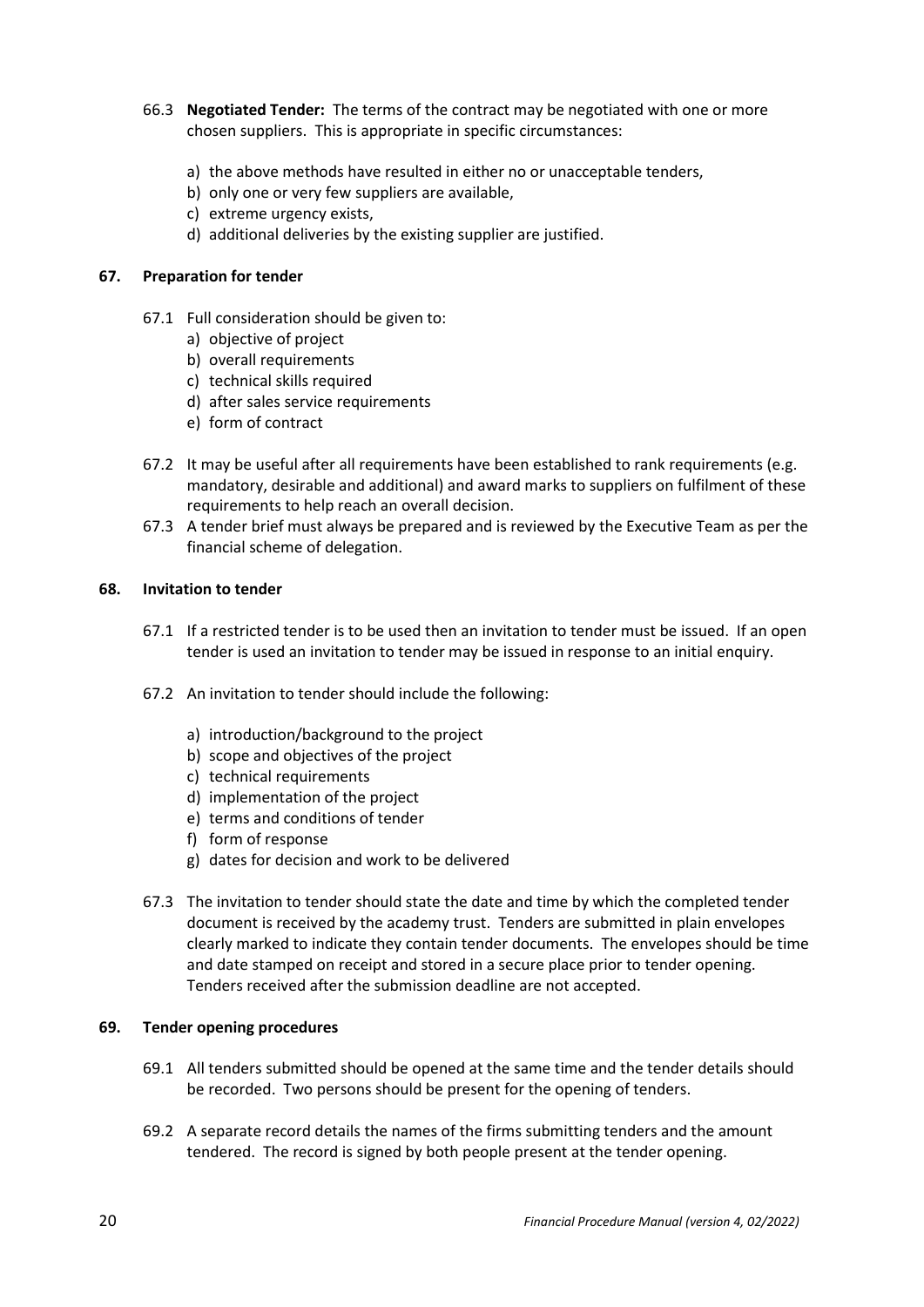66.3 **Negotiated Tender:** The terms of the contract may be negotiated with one or more chosen suppliers. This is appropriate in specific circumstances:

a) the above methods have resulted in either no or unacceptable tenders,
b) only one or very few suppliers are available,
c) extreme urgency exists,
d) additional deliveries by the existing supplier are justified.

### 67. Preparation for tender

67.1 Full consideration should be given to:

a) objective of project
b) overall requirements
c) technical skills required
d) after sales service requirements
e) form of contract

67.2 It may be useful after all requirements have been established to rank requirements (e.g. mandatory, desirable and additional) and award marks to suppliers on fulfilment of these requirements to help reach an overall decision.

67.3 A tender brief must always be prepared and is reviewed by the Executive Team as per the financial scheme of delegation.

### 68. Invitation to tender

67.1 If a restricted tender is to be used then an invitation to tender must be issued. If an open tender is used an invitation to tender may be issued in response to an initial enquiry.

67.2 An invitation to tender should include the following:

a) introduction/background to the project
b) scope and objectives of the project
c) technical requirements
d) implementation of the project
e) terms and conditions of tender
f) form of response
g) dates for decision and work to be delivered

67.3 The invitation to tender should state the date and time by which the completed tender document is received by the academy trust. Tenders are submitted in plain envelopes clearly marked to indicate they contain tender documents. The envelopes should be time and date stamped on receipt and stored in a secure place prior to tender opening. Tenders received after the submission deadline are not accepted.

### 69. Tender opening procedures

69.1 All tenders submitted should be opened at the same time and the tender details should be recorded. Two persons should be present for the opening of tenders.

69.2 A separate record details the names of the firms submitting tenders and the amount tendered. The record is signed by both people present at the tender opening.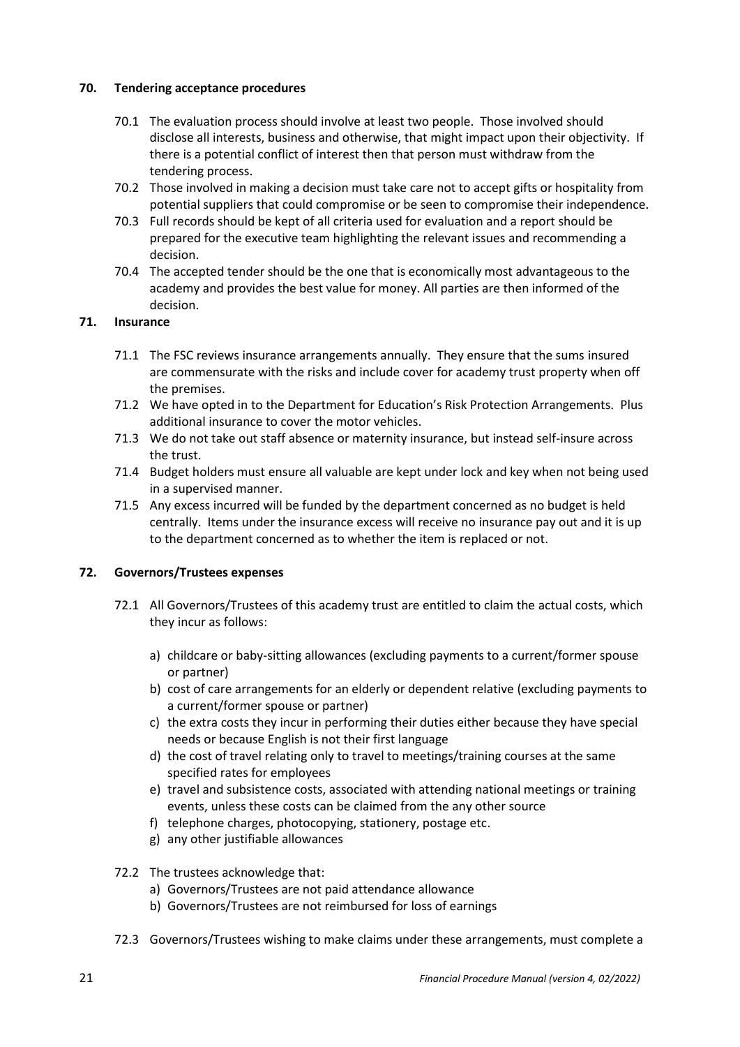## 70. Tendering acceptance procedures

70.1 The evaluation process should involve at least two people. Those involved should disclose all interests, business and otherwise, that might impact upon their objectivity. If there is a potential conflict of interest then that person must withdraw from the tendering process.

70.2 Those involved in making a decision must take care not to accept gifts or hospitality from potential suppliers that could compromise or be seen to compromise their independence.

70.3 Full records should be kept of all criteria used for evaluation and a report should be prepared for the executive team highlighting the relevant issues and recommending a decision.

70.4 The accepted tender should be the one that is economically most advantageous to the academy and provides the best value for money. All parties are then informed of the decision.

## 71. Insurance

71.1 The FSC reviews insurance arrangements annually. They ensure that the sums insured are commensurate with the risks and include cover for academy trust property when off the premises.

71.2 We have opted in to the Department for Education's Risk Protection Arrangements. Plus additional insurance to cover the motor vehicles.

71.3 We do not take out staff absence or maternity insurance, but instead self-insure across the trust.

71.4 Budget holders must ensure all valuable are kept under lock and key when not being used in a supervised manner.

71.5 Any excess incurred will be funded by the department concerned as no budget is held centrally. Items under the insurance excess will receive no insurance pay out and it is up to the department concerned as to whether the item is replaced or not.

## 72. Governors/Trustees expenses

72.1 All Governors/Trustees of this academy trust are entitled to claim the actual costs, which they incur as follows:

a) childcare or baby-sitting allowances (excluding payments to a current/former spouse or partner)
b) cost of care arrangements for an elderly or dependent relative (excluding payments to a current/former spouse or partner)
c) the extra costs they incur in performing their duties either because they have special needs or because English is not their first language
d) the cost of travel relating only to travel to meetings/training courses at the same specified rates for employees
e) travel and subsistence costs, associated with attending national meetings or training events, unless these costs can be claimed from the any other source
f) telephone charges, photocopying, stationery, postage etc.
g) any other justifiable allowances

72.2 The trustees acknowledge that:

a) Governors/Trustees are not paid attendance allowance
b) Governors/Trustees are not reimbursed for loss of earnings

72.3 Governors/Trustees wishing to make claims under these arrangements, must complete a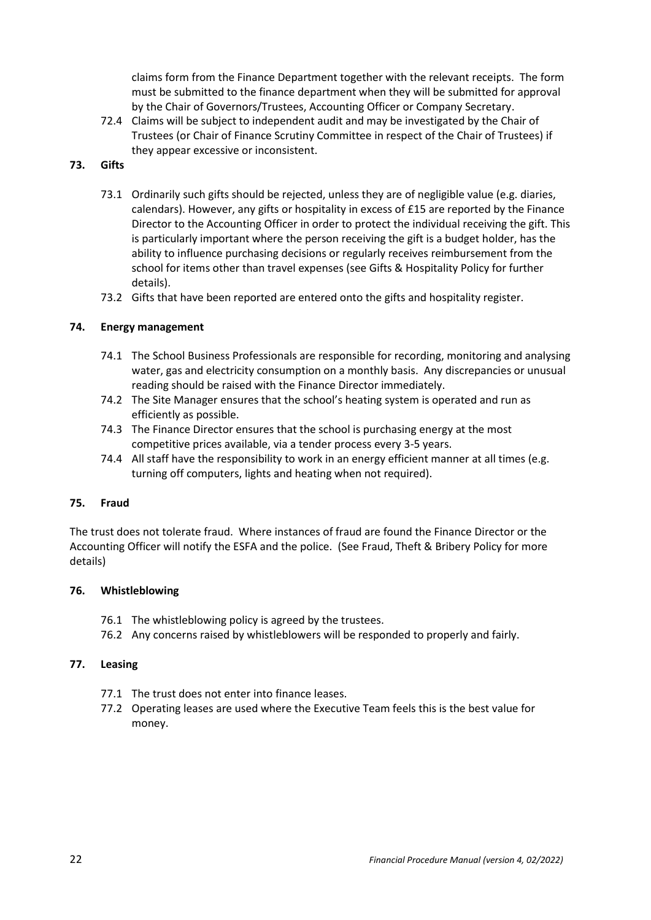claims form from the Finance Department together with the relevant receipts. The form must be submitted to the finance department when they will be submitted for approval by the Chair of Governors/Trustees, Accounting Officer or Company Secretary.

72.4 Claims will be subject to independent audit and may be investigated by the Chair of Trustees (or Chair of Finance Scrutiny Committee in respect of the Chair of Trustees) if they appear excessive or inconsistent.

## 73. Gifts

73.1 Ordinarily such gifts should be rejected, unless they are of negligible value (e.g. diaries, calendars). However, any gifts or hospitality in excess of £15 are reported by the Finance Director to the Accounting Officer in order to protect the individual receiving the gift. This is particularly important where the person receiving the gift is a budget holder, has the ability to influence purchasing decisions or regularly receives reimbursement from the school for items other than travel expenses (see Gifts & Hospitality Policy for further details).

73.2 Gifts that have been reported are entered onto the gifts and hospitality register.

## 74. Energy management

74.1 The School Business Professionals are responsible for recording, monitoring and analysing water, gas and electricity consumption on a monthly basis. Any discrepancies or unusual reading should be raised with the Finance Director immediately.

74.2 The Site Manager ensures that the school's heating system is operated and run as efficiently as possible.

74.3 The Finance Director ensures that the school is purchasing energy at the most competitive prices available, via a tender process every 3-5 years.

74.4 All staff have the responsibility to work in an energy efficient manner at all times (e.g. turning off computers, lights and heating when not required).

## 75. Fraud

The trust does not tolerate fraud. Where instances of fraud are found the Finance Director or the Accounting Officer will notify the ESFA and the police. (See Fraud, Theft & Bribery Policy for more details)

## 76. Whistleblowing

76.1 The whistleblowing policy is agreed by the trustees.

76.2 Any concerns raised by whistleblowers will be responded to properly and fairly.

## 77. Leasing

77.1 The trust does not enter into finance leases.

77.2 Operating leases are used where the Executive Team feels this is the best value for money.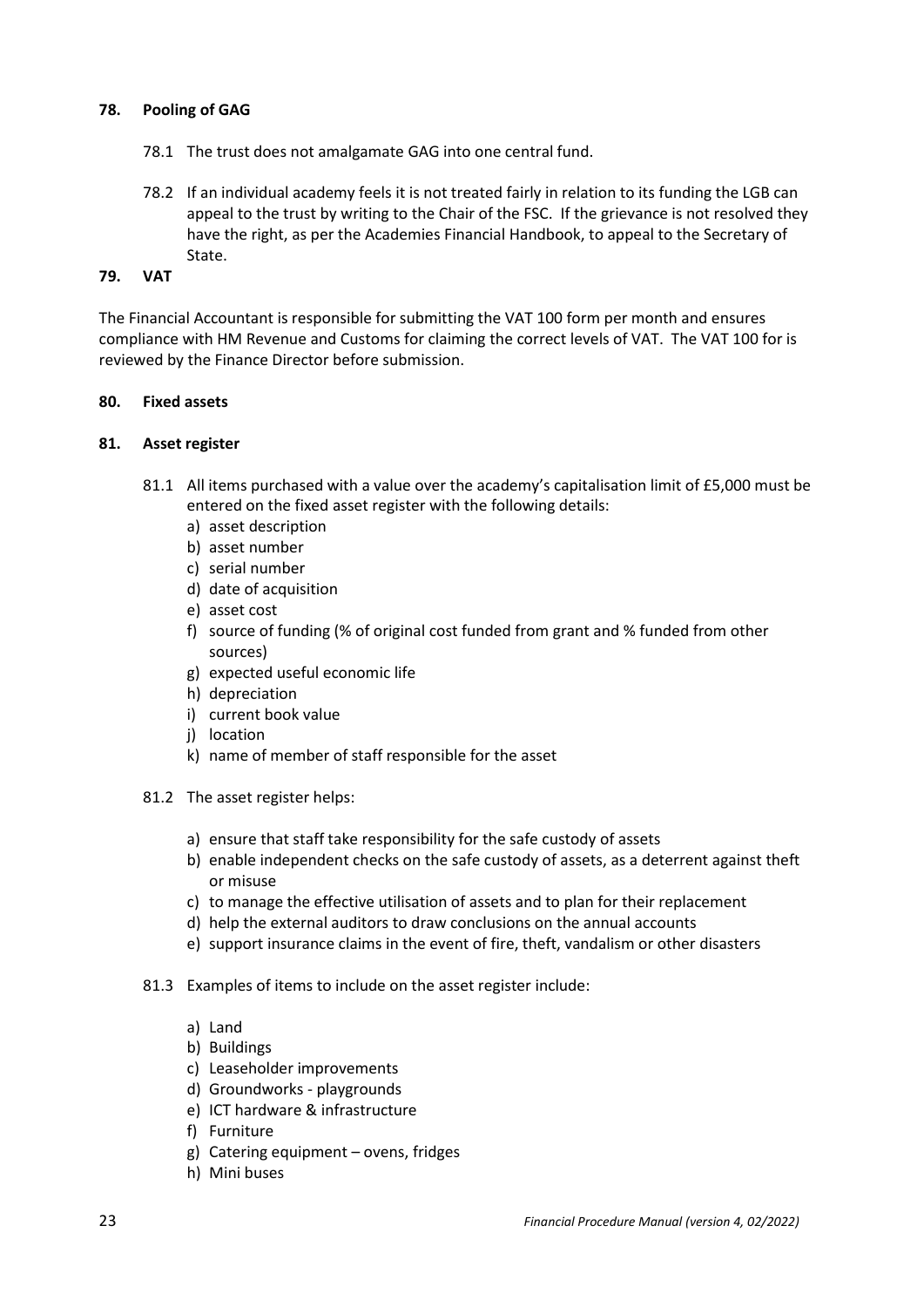## 78. Pooling of GAG

78.1 The trust does not amalgamate GAG into one central fund.

78.2 If an individual academy feels it is not treated fairly in relation to its funding the LGB can appeal to the trust by writing to the Chair of the FSC. If the grievance is not resolved they have the right, as per the Academies Financial Handbook, to appeal to the Secretary of State.

## 79. VAT

The Financial Accountant is responsible for submitting the VAT 100 form per month and ensures compliance with HM Revenue and Customs for claiming the correct levels of VAT. The VAT 100 for is reviewed by the Finance Director before submission.

## 80. Fixed assets

## 81. Asset register

81.1 All items purchased with a value over the academy's capitalisation limit of £5,000 must be entered on the fixed asset register with the following details:

a) asset description
b) asset number
c) serial number
d) date of acquisition
e) asset cost
f) source of funding (% of original cost funded from grant and % funded from other sources)
g) expected useful economic life
h) depreciation
i) current book value
j) location
k) name of member of staff responsible for the asset

81.2 The asset register helps:

a) ensure that staff take responsibility for the safe custody of assets
b) enable independent checks on the safe custody of assets, as a deterrent against theft or misuse
c) to manage the effective utilisation of assets and to plan for their replacement
d) help the external auditors to draw conclusions on the annual accounts
e) support insurance claims in the event of fire, theft, vandalism or other disasters

81.3 Examples of items to include on the asset register include:

a) Land
b) Buildings
c) Leaseholder improvements
d) Groundworks - playgrounds
e) ICT hardware & infrastructure
f) Furniture
g) Catering equipment – ovens, fridges
h) Mini buses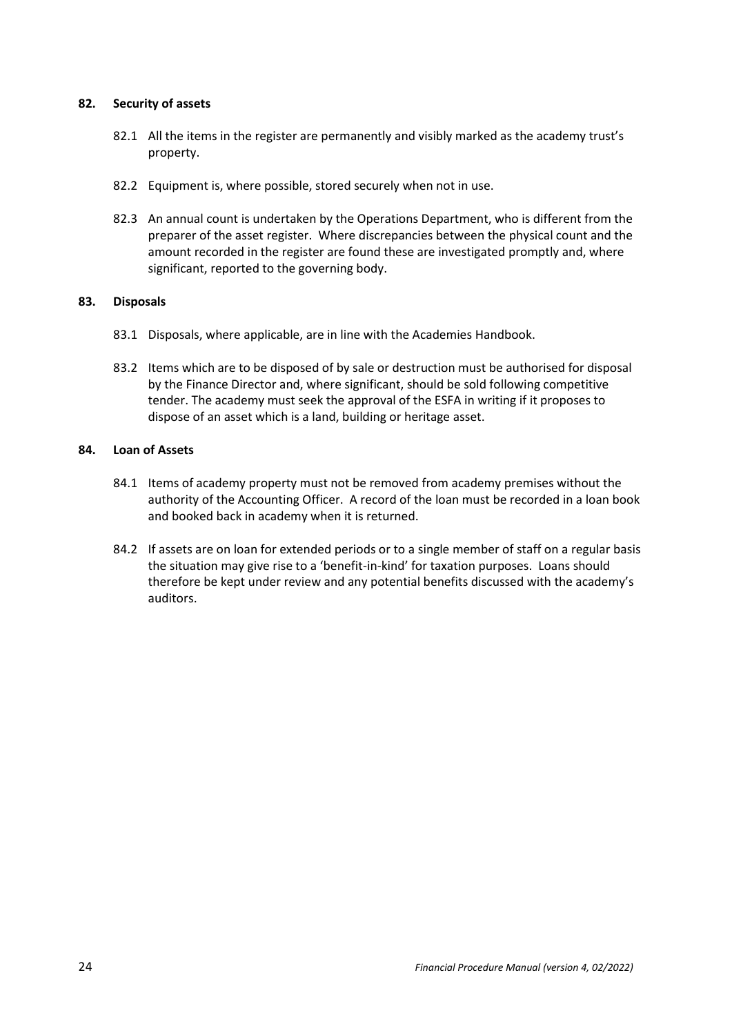## 82. Security of assets

82.1 All the items in the register are permanently and visibly marked as the academy trust's property.

82.2 Equipment is, where possible, stored securely when not in use.

82.3 An annual count is undertaken by the Operations Department, who is different from the preparer of the asset register. Where discrepancies between the physical count and the amount recorded in the register are found these are investigated promptly and, where significant, reported to the governing body.

## 83. Disposals

83.1 Disposals, where applicable, are in line with the Academies Handbook.

83.2 Items which are to be disposed of by sale or destruction must be authorised for disposal by the Finance Director and, where significant, should be sold following competitive tender. The academy must seek the approval of the ESFA in writing if it proposes to dispose of an asset which is a land, building or heritage asset.

## 84. Loan of Assets

84.1 Items of academy property must not be removed from academy premises without the authority of the Accounting Officer. A record of the loan must be recorded in a loan book and booked back in academy when it is returned.

84.2 If assets are on loan for extended periods or to a single member of staff on a regular basis the situation may give rise to a 'benefit-in-kind' for taxation purposes. Loans should therefore be kept under review and any potential benefits discussed with the academy's auditors.